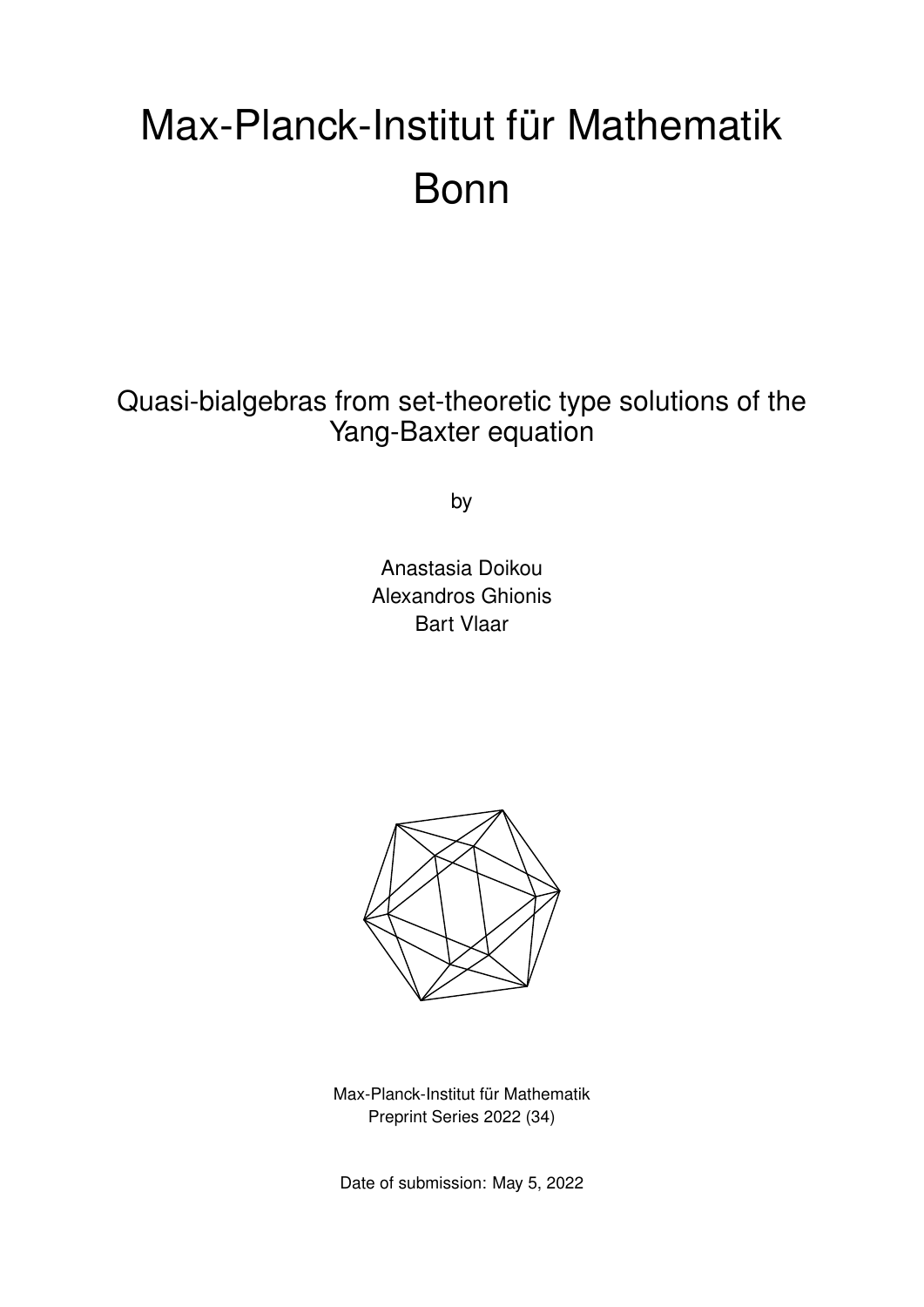# Max-Planck-Institut für Mathematik Bonn

## Quasi-bialgebras from set-theoretic type solutions of the Yang-Baxter equation

by

Anastasia Doikou
Alexandros Ghionis
Bart Vlaar

Max-Planck-Institut für Mathematik
Preprint Series 2022 (34)

Date of submission: May 5, 2022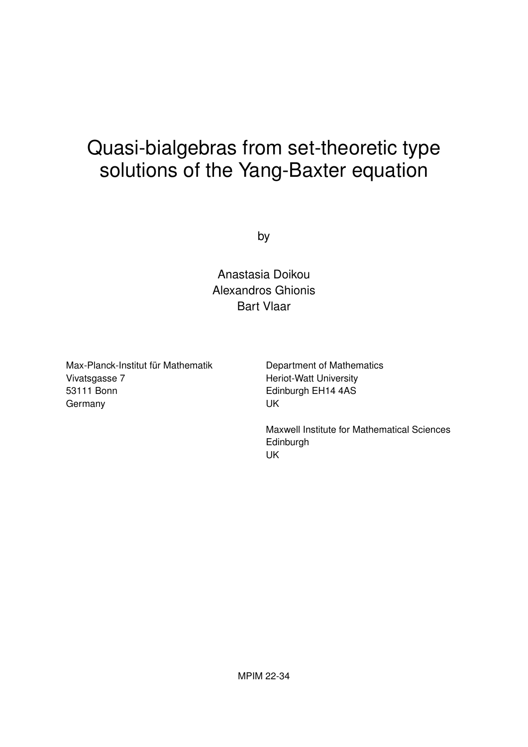# Quasi-bialgebras from set-theoretic type solutions of the Yang-Baxter equation

by

Anastasia Doikou
Alexandros Ghionis
Bart Vlaar

Max-Planck-Institut für Mathematik
Vivatsgasse 7
53111 Bonn
Germany

Department of Mathematics
Heriot-Watt University
Edinburgh EH14 4AS
UK

Maxwell Institute for Mathematical Sciences
Edinburgh
UK

MPIM 22-34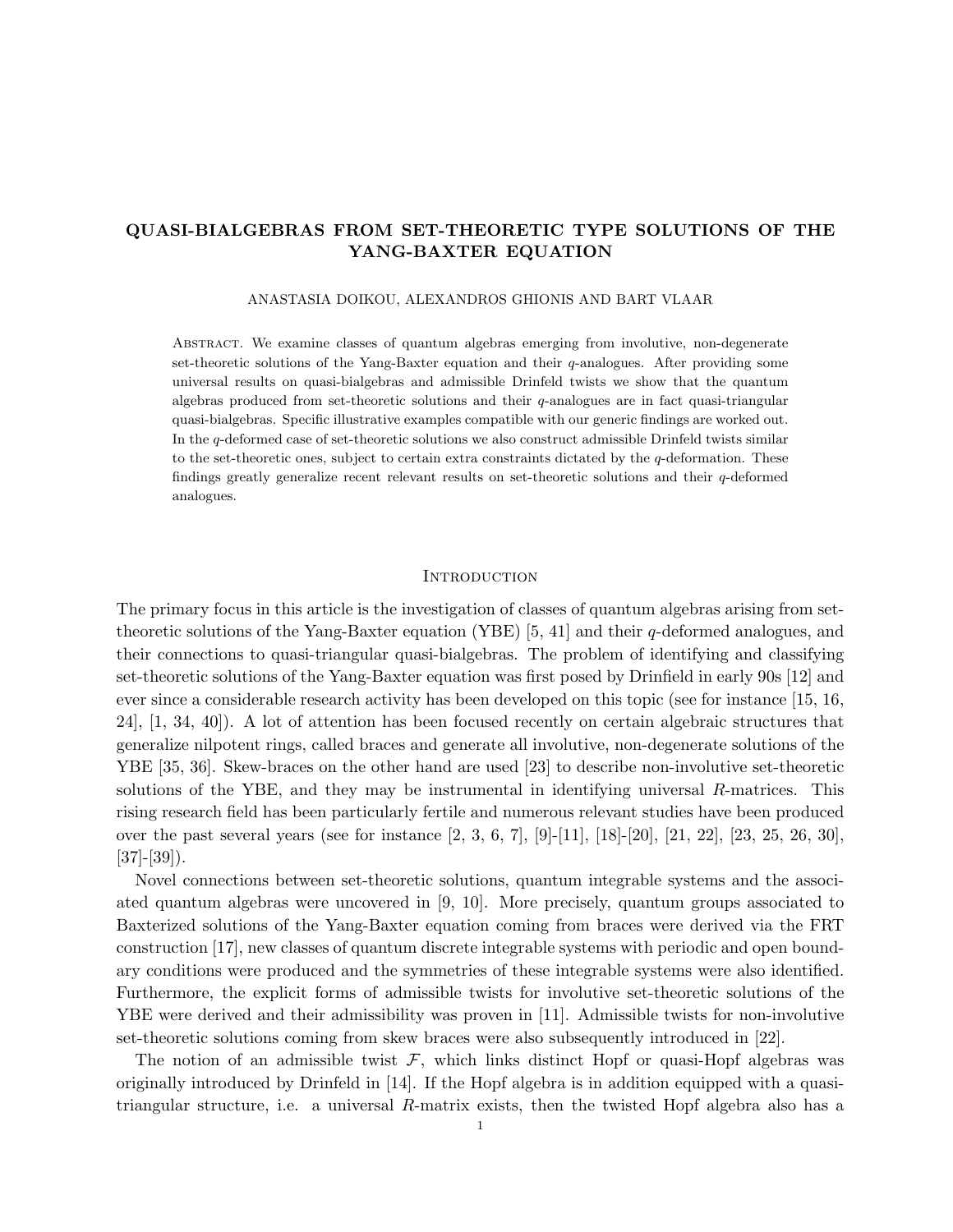# QUASI-BIALGEBRAS FROM SET-THEORETIC TYPE SOLUTIONS OF THE YANG-BAXTER EQUATION

ANASTASIA DOIKOU, ALEXANDROS GHIONIS AND BART VLAAR

Abstract. We examine classes of quantum algebras emerging from involutive, non-degenerate set-theoretic solutions of the Yang-Baxter equation and their $q$-analogues. After providing some universal results on quasi-bialgebras and admissible Drinfeld twists we show that the quantum algebras produced from set-theoretic solutions and their $q$-analogues are in fact quasi-triangular quasi-bialgebras. Specific illustrative examples compatible with our generic findings are worked out. In the $q$-deformed case of set-theoretic solutions we also construct admissible Drinfeld twists similar to the set-theoretic ones, subject to certain extra constraints dictated by the $q$-deformation. These findings greatly generalize recent relevant results on set-theoretic solutions and their $q$-deformed analogues.

## Introduction

The primary focus in this article is the investigation of classes of quantum algebras arising from set-theoretic solutions of the Yang-Baxter equation (YBE) [5, 41] and their $q$-deformed analogues, and their connections to quasi-triangular quasi-bialgebras. The problem of identifying and classifying set-theoretic solutions of the Yang-Baxter equation was first posed by Drinfield in early 90s [12] and ever since a considerable research activity has been developed on this topic (see for instance [15, 16, 24], [1, 34, 40]). A lot of attention has been focused recently on certain algebraic structures that generalize nilpotent rings, called braces and generate all involutive, non-degenerate solutions of the YBE [35, 36]. Skew-braces on the other hand are used [23] to describe non-involutive set-theoretic solutions of the YBE, and they may be instrumental in identifying universal $R$-matrices. This rising research field has been particularly fertile and numerous relevant studies have been produced over the past several years (see for instance [2, 3, 6, 7], [9]-[11], [18]-[20], [21, 22], [23, 25, 26, 30], [37]-[39]).

Novel connections between set-theoretic solutions, quantum integrable systems and the associated quantum algebras were uncovered in [9, 10]. More precisely, quantum groups associated to Baxterized solutions of the Yang-Baxter equation coming from braces were derived via the FRT construction [17], new classes of quantum discrete integrable systems with periodic and open boundary conditions were produced and the symmetries of these integrable systems were also identified. Furthermore, the explicit forms of admissible twists for involutive set-theoretic solutions of the YBE were derived and their admissibility was proven in [11]. Admissible twists for non-involutive set-theoretic solutions coming from skew braces were also subsequently introduced in [22].

The notion of an admissible twist $\mathcal{F}$, which links distinct Hopf or quasi-Hopf algebras was originally introduced by Drinfeld in [14]. If the Hopf algebra is in addition equipped with a quasi-triangular structure, i.e. a universal $R$-matrix exists, then the twisted Hopf algebra also has a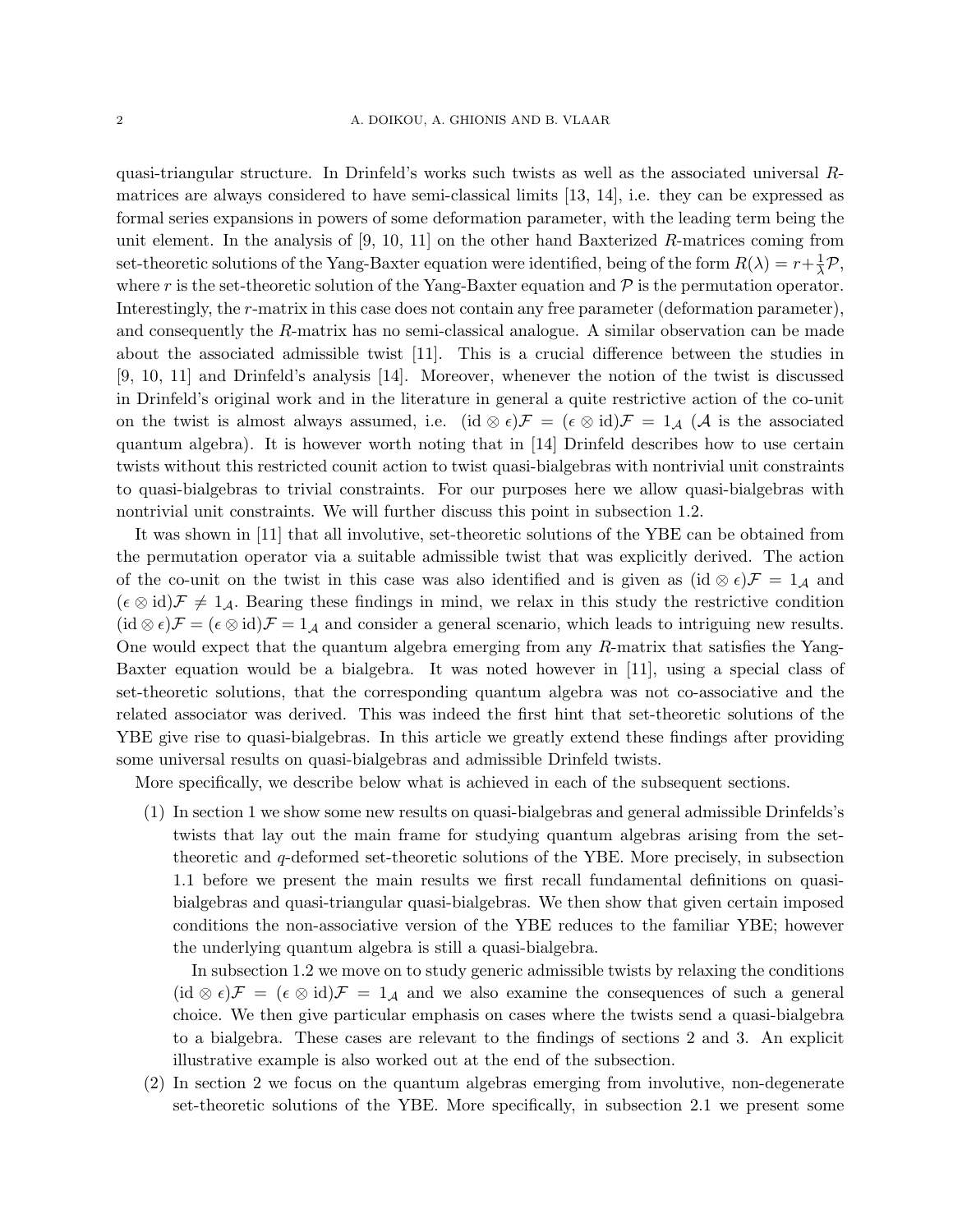quasi-triangular structure. In Drinfeld's works such twists as well as the associated universal $R$-matrices are always considered to have semi-classical limits [13, 14], i.e. they can be expressed as formal series expansions in powers of some deformation parameter, with the leading term being the unit element. In the analysis of [9, 10, 11] on the other hand Baxterized $R$-matrices coming from set-theoretic solutions of the Yang-Baxter equation were identified, being of the form $R(\lambda) = r + \frac{1}{\lambda}\mathcal{P}$, where $r$ is the set-theoretic solution of the Yang-Baxter equation and $\mathcal{P}$ is the permutation operator. Interestingly, the $r$-matrix in this case does not contain any free parameter (deformation parameter), and consequently the $R$-matrix has no semi-classical analogue. A similar observation can be made about the associated admissible twist [11]. This is a crucial difference between the studies in [9, 10, 11] and Drinfeld's analysis [14]. Moreover, whenever the notion of the twist is discussed in Drinfeld's original work and in the literature in general a quite restrictive action of the co-unit on the twist is almost always assumed, i.e. $(\mathrm{id} \otimes \epsilon)\mathcal{F} = (\epsilon \otimes \mathrm{id})\mathcal{F} = 1_{\mathcal{A}}$ ($\mathcal{A}$ is the associated quantum algebra). It is however worth noting that in [14] Drinfeld describes how to use certain twists without this restricted counit action to twist quasi-bialgebras with nontrivial unit constraints to quasi-bialgebras to trivial constraints. For our purposes here we allow quasi-bialgebras with nontrivial unit constraints. We will further discuss this point in subsection 1.2.

It was shown in [11] that all involutive, set-theoretic solutions of the YBE can be obtained from the permutation operator via a suitable admissible twist that was explicitly derived. The action of the co-unit on the twist in this case was also identified and is given as $(\mathrm{id} \otimes \epsilon)\mathcal{F} = 1_{\mathcal{A}}$ and $(\epsilon \otimes \mathrm{id})\mathcal{F} \neq 1_{\mathcal{A}}$. Bearing these findings in mind, we relax in this study the restrictive condition $(\mathrm{id} \otimes \epsilon)\mathcal{F} = (\epsilon \otimes \mathrm{id})\mathcal{F} = 1_{\mathcal{A}}$ and consider a general scenario, which leads to intriguing new results. One would expect that the quantum algebra emerging from any $R$-matrix that satisfies the Yang-Baxter equation would be a bialgebra. It was noted however in [11], using a special class of set-theoretic solutions, that the corresponding quantum algebra was not co-associative and the related associator was derived. This was indeed the first hint that set-theoretic solutions of the YBE give rise to quasi-bialgebras. In this article we greatly extend these findings after providing some universal results on quasi-bialgebras and admissible Drinfeld twists.

More specifically, we describe below what is achieved in each of the subsequent sections.

(1) In section 1 we show some new results on quasi-bialgebras and general admissible Drinfelds's twists that lay out the main frame for studying quantum algebras arising from the set-theoretic and $q$-deformed set-theoretic solutions of the YBE. More precisely, in subsection 1.1 before we present the main results we first recall fundamental definitions on quasi-bialgebras and quasi-triangular quasi-bialgebras. We then show that given certain imposed conditions the non-associative version of the YBE reduces to the familiar YBE; however the underlying quantum algebra is still a quasi-bialgebra.

   In subsection 1.2 we move on to study generic admissible twists by relaxing the conditions $(\mathrm{id} \otimes \epsilon)\mathcal{F} = (\epsilon \otimes \mathrm{id})\mathcal{F} = 1_{\mathcal{A}}$ and we also examine the consequences of such a general choice. We then give particular emphasis on cases where the twists send a quasi-bialgebra to a bialgebra. These cases are relevant to the findings of sections 2 and 3. An explicit illustrative example is also worked out at the end of the subsection.

(2) In section 2 we focus on the quantum algebras emerging from involutive, non-degenerate set-theoretic solutions of the YBE. More specifically, in subsection 2.1 we present some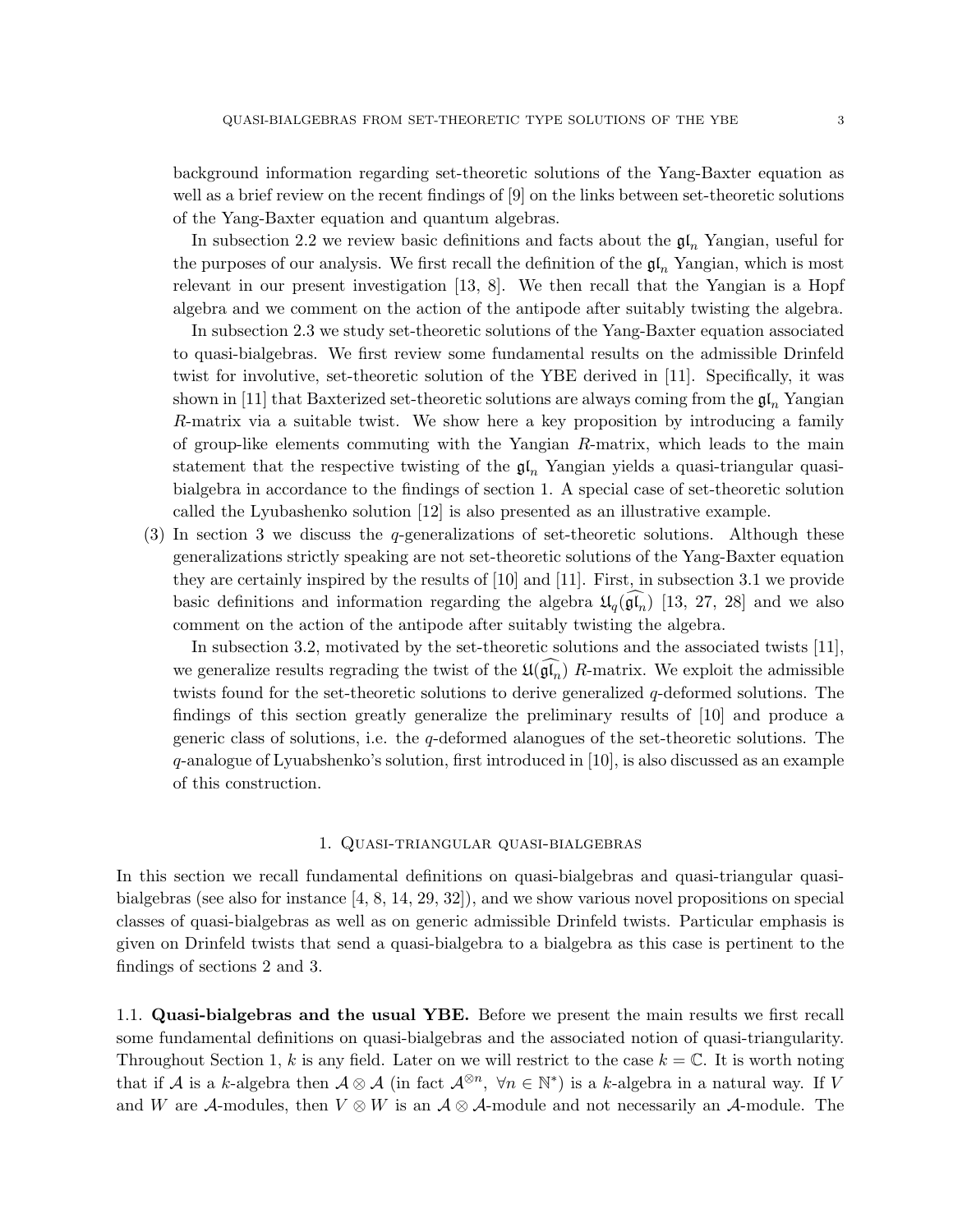background information regarding set-theoretic solutions of the Yang-Baxter equation as well as a brief review on the recent findings of [9] on the links between set-theoretic solutions of the Yang-Baxter equation and quantum algebras.

In subsection 2.2 we review basic definitions and facts about the $\mathfrak{gl}_n$ Yangian, useful for the purposes of our analysis. We first recall the definition of the $\mathfrak{gl}_n$ Yangian, which is most relevant in our present investigation [13, 8]. We then recall that the Yangian is a Hopf algebra and we comment on the action of the antipode after suitably twisting the algebra.

In subsection 2.3 we study set-theoretic solutions of the Yang-Baxter equation associated to quasi-bialgebras. We first review some fundamental results on the admissible Drinfeld twist for involutive, set-theoretic solution of the YBE derived in [11]. Specifically, it was shown in [11] that Baxterized set-theoretic solutions are always coming from the $\mathfrak{gl}_n$ Yangian $R$-matrix via a suitable twist. We show here a key proposition by introducing a family of group-like elements commuting with the Yangian $R$-matrix, which leads to the main statement that the respective twisting of the $\mathfrak{gl}_n$ Yangian yields a quasi-triangular quasi-bialgebra in accordance to the findings of section 1. A special case of set-theoretic solution called the Lyubashenko solution [12] is also presented as an illustrative example.

(3) In section 3 we discuss the $q$-generalizations of set-theoretic solutions. Although these generalizations strictly speaking are not set-theoretic solutions of the Yang-Baxter equation they are certainly inspired by the results of [10] and [11]. First, in subsection 3.1 we provide basic definitions and information regarding the algebra $\mathfrak{U}_q(\widehat{\mathfrak{gl}_n})$ [13, 27, 28] and we also comment on the action of the antipode after suitably twisting the algebra.

In subsection 3.2, motivated by the set-theoretic solutions and the associated twists [11], we generalize results regrading the twist of the $\mathfrak{U}(\widehat{\mathfrak{gl}_n})$ $R$-matrix. We exploit the admissible twists found for the set-theoretic solutions to derive generalized $q$-deformed solutions. The findings of this section greatly generalize the preliminary results of [10] and produce a generic class of solutions, i.e. the $q$-deformed alanogues of the set-theoretic solutions. The $q$-analogue of Lyuabshenko's solution, first introduced in [10], is also discussed as an example of this construction.

## 1. Quasi-triangular quasi-bialgebras

In this section we recall fundamental definitions on quasi-bialgebras and quasi-triangular quasi-bialgebras (see also for instance [4, 8, 14, 29, 32]), and we show various novel propositions on special classes of quasi-bialgebras as well as on generic admissible Drinfeld twists. Particular emphasis is given on Drinfeld twists that send a quasi-bialgebra to a bialgebra as this case is pertinent to the findings of sections 2 and 3.

### 1.1. Quasi-bialgebras and the usual YBE.

Before we present the main results we first recall some fundamental definitions on quasi-bialgebras and the associated notion of quasi-triangularity. Throughout Section 1, $k$ is any field. Later on we will restrict to the case $k = \mathbb{C}$. It is worth noting that if $\mathcal{A}$ is a $k$-algebra then $\mathcal{A} \otimes \mathcal{A}$ (in fact $\mathcal{A}^{\otimes n}, \ \forall n \in \mathbb{N}^*$) is a $k$-algebra in a natural way. If $V$ and $W$ are $\mathcal{A}$-modules, then $V \otimes W$ is an $\mathcal{A} \otimes \mathcal{A}$-module and not necessarily an $\mathcal{A}$-module. The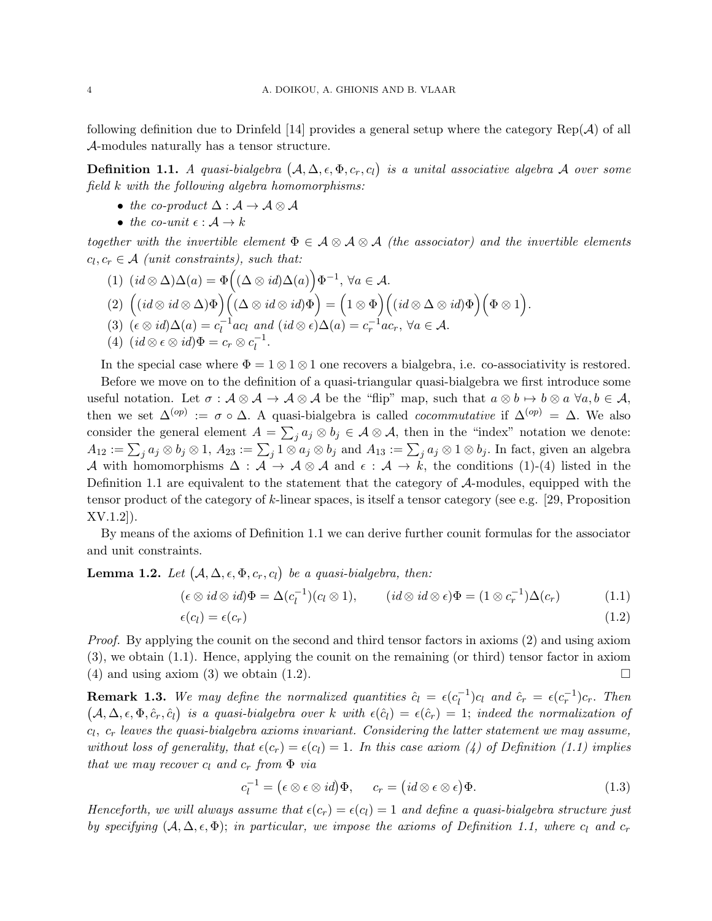following definition due to Drinfeld [14] provides a general setup where the category $\mathrm{Rep}(\mathcal{A})$ of all $\mathcal{A}$-modules naturally has a tensor structure.

**Definition 1.1.** *A quasi-bialgebra $\big(\mathcal{A}, \Delta, \epsilon, \Phi, c_r, c_l\big)$ is a unital associative algebra $\mathcal{A}$ over some field $k$ with the following algebra homomorphisms:*

- *the co-product $\Delta : \mathcal{A} \to \mathcal{A} \otimes \mathcal{A}$*
- *the co-unit $\epsilon : \mathcal{A} \to k$*

*together with the invertible element $\Phi \in \mathcal{A} \otimes \mathcal{A} \otimes \mathcal{A}$ (the associator) and the invertible elements $c_l, c_r \in \mathcal{A}$ (unit constraints), such that:*

1. $(id \otimes \Delta)\Delta(a) = \Phi\Big((\Delta \otimes id)\Delta(a)\Big)\Phi^{-1}$, $\forall a \in \mathcal{A}$.
2. $\Big((id \otimes id \otimes \Delta)\Phi\Big)\Big((\Delta \otimes id \otimes id)\Phi\Big) = \Big(1 \otimes \Phi\Big)\Big((id \otimes \Delta \otimes id)\Phi\Big)\Big(\Phi \otimes 1\Big)$.
3. $(\epsilon \otimes id)\Delta(a) = c_l^{-1} a c_l$ *and* $(id \otimes \epsilon)\Delta(a) = c_r^{-1} a c_r$, $\forall a \in \mathcal{A}$.
4. $(id \otimes \epsilon \otimes id)\Phi = c_r \otimes c_l^{-1}$.

In the special case where $\Phi = 1 \otimes 1 \otimes 1$ one recovers a bialgebra, i.e. co-associativity is restored.

Before we move on to the definition of a quasi-triangular quasi-bialgebra we first introduce some useful notation. Let $\sigma : \mathcal{A} \otimes \mathcal{A} \to \mathcal{A} \otimes \mathcal{A}$ be the "flip" map, such that $a \otimes b \mapsto b \otimes a$ $\forall a, b \in \mathcal{A}$, then we set $\Delta^{(op)} := \sigma \circ \Delta$. A quasi-bialgebra is called *cocommutative* if $\Delta^{(op)} = \Delta$. We also consider the general element $A = \sum_j a_j \otimes b_j \in \mathcal{A} \otimes \mathcal{A}$, then in the "index" notation we denote: $A_{12} := \sum_j a_j \otimes b_j \otimes 1$, $A_{23} := \sum_j 1 \otimes a_j \otimes b_j$ and $A_{13} := \sum_j a_j \otimes 1 \otimes b_j$. In fact, given an algebra $\mathcal{A}$ with homomorphisms $\Delta : \mathcal{A} \to \mathcal{A} \otimes \mathcal{A}$ and $\epsilon : \mathcal{A} \to k$, the conditions (1)-(4) listed in the Definition 1.1 are equivalent to the statement that the category of $\mathcal{A}$-modules, equipped with the tensor product of the category of $k$-linear spaces, is itself a tensor category (see e.g. [29, Proposition XV.1.2]).

By means of the axioms of Definition 1.1 we can derive further counit formulas for the associator and unit constraints.

**Lemma 1.2.** *Let $\big(\mathcal{A}, \Delta, \epsilon, \Phi, c_r, c_l\big)$ be a quasi-bialgebra, then:*

$$(\epsilon \otimes id \otimes id)\Phi = \Delta(c_l^{-1})(c_l \otimes 1), \qquad (id \otimes id \otimes \epsilon)\Phi = (1 \otimes c_r^{-1})\Delta(c_r) \tag{1.1}$$

$$\epsilon(c_l) = \epsilon(c_r) \tag{1.2}$$

*Proof.* By applying the counit on the second and third tensor factors in axioms (2) and using axiom (3), we obtain (1.1). Hence, applying the counit on the remaining (or third) tensor factor in axiom (4) and using axiom (3) we obtain (1.2). $\square$

**Remark 1.3.** *We may define the normalized quantities $\hat{c}_l = \epsilon(c_l^{-1})c_l$ and $\hat{c}_r = \epsilon(c_r^{-1})c_r$. Then $\big(\mathcal{A}, \Delta, \epsilon, \Phi, \hat{c}_r, \hat{c}_l\big)$ is a quasi-bialgebra over $k$ with $\epsilon(\hat{c}_l) = \epsilon(\hat{c}_r) = 1$; indeed the normalization of $c_l$, $c_r$ leaves the quasi-bialgebra axioms invariant. Considering the latter statement we may assume, without loss of generality, that $\epsilon(c_r) = \epsilon(c_l) = 1$. In this case axiom (4) of Definition (1.1) implies that we may recover $c_l$ and $c_r$ from $\Phi$ via*

$$c_l^{-1} = \big(\epsilon \otimes \epsilon \otimes id\big)\Phi, \qquad c_r = \big(id \otimes \epsilon \otimes \epsilon\big)\Phi. \tag{1.3}$$

*Henceforth, we will always assume that $\epsilon(c_r) = \epsilon(c_l) = 1$ and define a quasi-bialgebra structure just by specifying $(\mathcal{A}, \Delta, \epsilon, \Phi)$; in particular, we impose the axioms of Definition 1.1, where $c_l$ and $c_r$*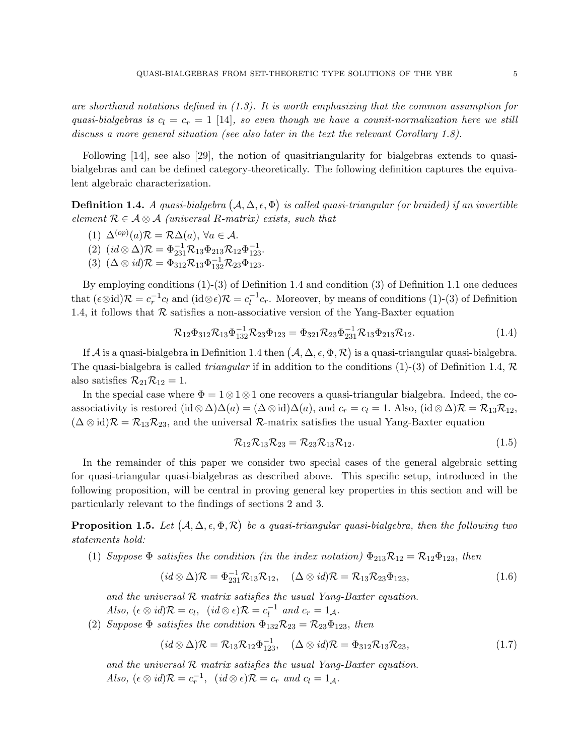*are shorthand notations defined in (1.3). It is worth emphasizing that the common assumption for quasi-bialgebras is $c_l = c_r = 1$ [14], so even though we have a counit-normalization here we still discuss a more general situation (see also later in the text the relevant Corollary 1.8).*

Following [14], see also [29], the notion of quasitriangularity for bialgebras extends to quasi-bialgebras and can be defined category-theoretically. The following definition captures the equivalent algebraic characterization.

**Definition 1.4.** *A quasi-bialgebra $\big(\mathcal{A}, \Delta, \epsilon, \Phi\big)$ is called quasi-triangular (or braided) if an invertible element $\mathcal{R} \in \mathcal{A} \otimes \mathcal{A}$ (universal R-matrix) exists, such that*

1. $\Delta^{(op)}(a)\mathcal{R} = \mathcal{R}\Delta(a),\ \forall a \in \mathcal{A}$.
2. $(id \otimes \Delta)\mathcal{R} = \Phi_{231}^{-1}\mathcal{R}_{13}\Phi_{213}\mathcal{R}_{12}\Phi_{123}^{-1}$.
3. $(\Delta \otimes id)\mathcal{R} = \Phi_{312}\mathcal{R}_{13}\Phi_{132}^{-1}\mathcal{R}_{23}\Phi_{123}$.

By employing conditions (1)-(3) of Definition 1.4 and condition (3) of Definition 1.1 one deduces that $(\epsilon \otimes \text{id})\mathcal{R} = c_r^{-1}c_l$ and $(\text{id} \otimes \epsilon)\mathcal{R} = c_l^{-1}c_r$. Moreover, by means of conditions (1)-(3) of Definition 1.4, it follows that $\mathcal{R}$ satisfies a non-associative version of the Yang-Baxter equation

$$\mathcal{R}_{12}\Phi_{312}\mathcal{R}_{13}\Phi_{132}^{-1}\mathcal{R}_{23}\Phi_{123} = \Phi_{321}\mathcal{R}_{23}\Phi_{231}^{-1}\mathcal{R}_{13}\Phi_{213}\mathcal{R}_{12}. \tag{1.4}$$

If $\mathcal{A}$ is a quasi-bialgebra in Definition 1.4 then $\big(\mathcal{A}, \Delta, \epsilon, \Phi, \mathcal{R}\big)$ is a quasi-triangular quasi-bialgebra. The quasi-bialgebra is called *triangular* if in addition to the conditions (1)-(3) of Definition 1.4, $\mathcal{R}$ also satisfies $\mathcal{R}_{21}\mathcal{R}_{12} = 1$.

In the special case where $\Phi = 1 \otimes 1 \otimes 1$ one recovers a quasi-triangular bialgebra. Indeed, the co-associativity is restored $(\text{id} \otimes \Delta)\Delta(a) = (\Delta \otimes \text{id})\Delta(a)$, and $c_r = c_l = 1$. Also, $(\text{id} \otimes \Delta)\mathcal{R} = \mathcal{R}_{13}\mathcal{R}_{12}$, $(\Delta \otimes \text{id})\mathcal{R} = \mathcal{R}_{13}\mathcal{R}_{23}$, and the universal $\mathcal{R}$-matrix satisfies the usual Yang-Baxter equation

$$\mathcal{R}_{12}\mathcal{R}_{13}\mathcal{R}_{23} = \mathcal{R}_{23}\mathcal{R}_{13}\mathcal{R}_{12}. \tag{1.5}$$

In the remainder of this paper we consider two special cases of the general algebraic setting for quasi-triangular quasi-bialgebras as described above. This specific setup, introduced in the following proposition, will be central in proving general key properties in this section and will be particularly relevant to the findings of sections 2 and 3.

**Proposition 1.5.** *Let $\big(\mathcal{A}, \Delta, \epsilon, \Phi, \mathcal{R}\big)$ be a quasi-triangular quasi-bialgebra, then the following two statements hold:*

1. *Suppose $\Phi$ satisfies the condition (in the index notation) $\Phi_{213}\mathcal{R}_{12} = \mathcal{R}_{12}\Phi_{123}$, then*
$$(id \otimes \Delta)\mathcal{R} = \Phi_{231}^{-1}\mathcal{R}_{13}\mathcal{R}_{12}, \quad (\Delta \otimes id)\mathcal{R} = \mathcal{R}_{13}\mathcal{R}_{23}\Phi_{123}, \tag{1.6}$$
*and the universal $\mathcal{R}$ matrix satisfies the usual Yang-Baxter equation.*
*Also, $(\epsilon \otimes id)\mathcal{R} = c_l$, $(id \otimes \epsilon)\mathcal{R} = c_l^{-1}$ and $c_r = 1_{\mathcal{A}}$.*
2. *Suppose $\Phi$ satisfies the condition $\Phi_{132}\mathcal{R}_{23} = \mathcal{R}_{23}\Phi_{123}$, then*
$$(id \otimes \Delta)\mathcal{R} = \mathcal{R}_{13}\mathcal{R}_{12}\Phi_{123}^{-1}, \quad (\Delta \otimes id)\mathcal{R} = \Phi_{312}\mathcal{R}_{13}\mathcal{R}_{23}, \tag{1.7}$$
*and the universal $\mathcal{R}$ matrix satisfies the usual Yang-Baxter equation.*
*Also, $(\epsilon \otimes id)\mathcal{R} = c_r^{-1}$, $(id \otimes \epsilon)\mathcal{R} = c_r$ and $c_l = 1_{\mathcal{A}}$.*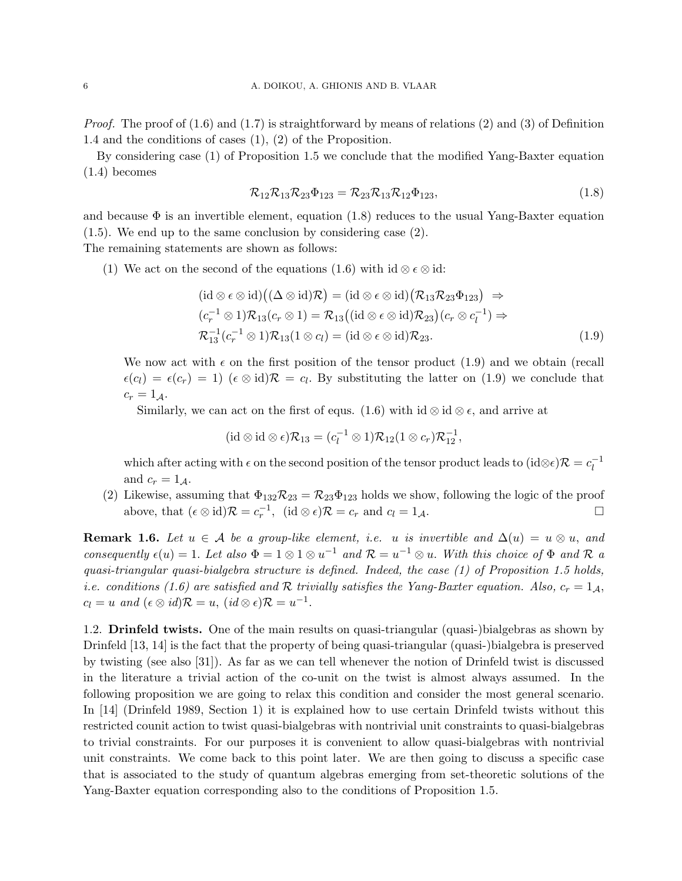*Proof.* The proof of (1.6) and (1.7) is straightforward by means of relations (2) and (3) of Definition 1.4 and the conditions of cases (1), (2) of the Proposition.

By considering case (1) of Proposition 1.5 we conclude that the modified Yang-Baxter equation (1.4) becomes

$$\mathcal{R}_{12}\mathcal{R}_{13}\mathcal{R}_{23}\Phi_{123} = \mathcal{R}_{23}\mathcal{R}_{13}\mathcal{R}_{12}\Phi_{123}, \tag{1.8}$$

and because $\Phi$ is an invertible element, equation (1.8) reduces to the usual Yang-Baxter equation (1.5). We end up to the same conclusion by considering case (2).
The remaining statements are shown as follows:

(1) We act on the second of the equations (1.6) with $\mathrm{id} \otimes \epsilon \otimes \mathrm{id}$:

$$\begin{aligned}
&(\mathrm{id} \otimes \epsilon \otimes \mathrm{id})\big((\Delta \otimes \mathrm{id})\mathcal{R}\big) = (\mathrm{id} \otimes \epsilon \otimes \mathrm{id})\big(\mathcal{R}_{13}\mathcal{R}_{23}\Phi_{123}\big) \;\Rightarrow \\
&(c_r^{-1} \otimes 1)\mathcal{R}_{13}(c_r \otimes 1) = \mathcal{R}_{13}\big((\mathrm{id} \otimes \epsilon \otimes \mathrm{id})\mathcal{R}_{23}\big)(c_r \otimes c_l^{-1}) \Rightarrow \\
&\mathcal{R}_{13}^{-1}(c_r^{-1} \otimes 1)\mathcal{R}_{13}(1 \otimes c_l) = (\mathrm{id} \otimes \epsilon \otimes \mathrm{id})\mathcal{R}_{23}.
\end{aligned} \tag{1.9}$$

We now act with $\epsilon$ on the first position of the tensor product (1.9) and we obtain (recall $\epsilon(c_l) = \epsilon(c_r) = 1$) $(\epsilon \otimes \mathrm{id})\mathcal{R} = c_l$. By substituting the latter on (1.9) we conclude that $c_r = 1_{\mathcal{A}}$.

Similarly, we can act on the first of equs. (1.6) with $\mathrm{id} \otimes \mathrm{id} \otimes \epsilon$, and arrive at

$$(\mathrm{id} \otimes \mathrm{id} \otimes \epsilon)\mathcal{R}_{13} = (c_l^{-1} \otimes 1)\mathcal{R}_{12}(1 \otimes c_r)\mathcal{R}_{12}^{-1},$$

which after acting with $\epsilon$ on the second position of the tensor product leads to $(\mathrm{id}\otimes\epsilon)\mathcal{R} = c_l^{-1}$ and $c_r = 1_{\mathcal{A}}$.

(2) Likewise, assuming that $\Phi_{132}\mathcal{R}_{23} = \mathcal{R}_{23}\Phi_{123}$ holds we show, following the logic of the proof above, that $(\epsilon \otimes \mathrm{id})\mathcal{R} = c_r^{-1}$, $(\mathrm{id} \otimes \epsilon)\mathcal{R} = c_r$ and $c_l = 1_{\mathcal{A}}$. $\square$

**Remark 1.6.** *Let $u \in \mathcal{A}$ be a group-like element, i.e. $u$ is invertible and $\Delta(u) = u \otimes u$, and consequently $\epsilon(u) = 1$. Let also $\Phi = 1 \otimes 1 \otimes u^{-1}$ and $\mathcal{R} = u^{-1} \otimes u$. With this choice of $\Phi$ and $\mathcal{R}$ a quasi-triangular quasi-bialgebra structure is defined. Indeed, the case (1) of Proposition 1.5 holds, i.e. conditions (1.6) are satisfied and $\mathcal{R}$ trivially satisfies the Yang-Baxter equation. Also, $c_r = 1_{\mathcal{A}}$, $c_l = u$ and $(\epsilon \otimes id)\mathcal{R} = u$, $(id \otimes \epsilon)\mathcal{R} = u^{-1}$.*

### 1.2. Drinfeld twists.

One of the main results on quasi-triangular (quasi-)bialgebras as shown by Drinfeld [13, 14] is the fact that the property of being quasi-triangular (quasi-)bialgebra is preserved by twisting (see also [31]). As far as we can tell whenever the notion of Drinfeld twist is discussed in the literature a trivial action of the co-unit on the twist is almost always assumed. In the following proposition we are going to relax this condition and consider the most general scenario. In [14] (Drinfeld 1989, Section 1) it is explained how to use certain Drinfeld twists without this restricted counit action to twist quasi-bialgebras with nontrivial unit constraints to quasi-bialgebras to trivial constraints. For our purposes it is convenient to allow quasi-bialgebras with nontrivial unit constraints. We come back to this point later. We are then going to discuss a specific case that is associated to the study of quantum algebras emerging from set-theoretic solutions of the Yang-Baxter equation corresponding also to the conditions of Proposition 1.5.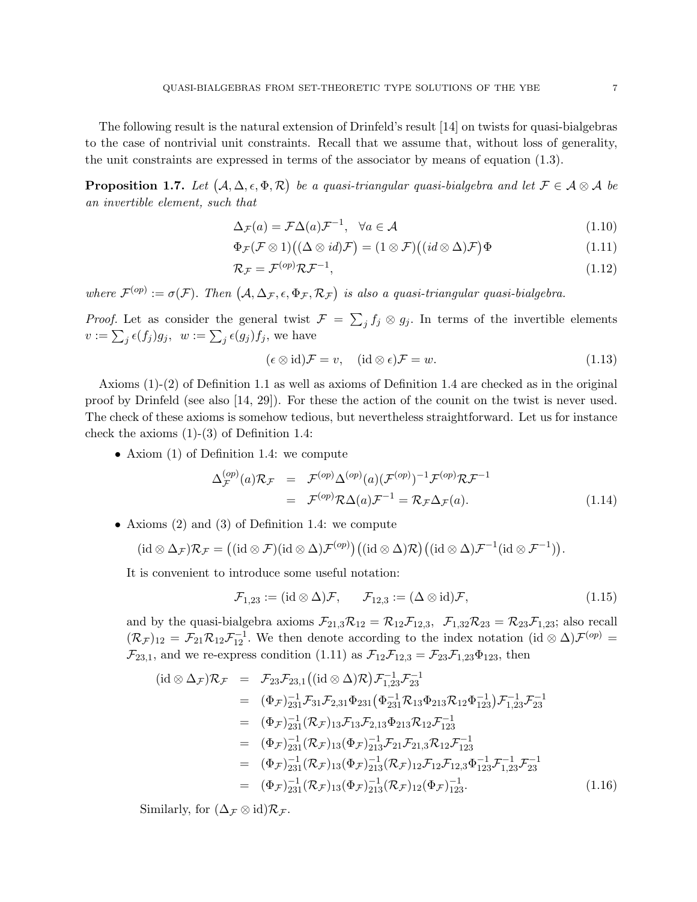The following result is the natural extension of Drinfeld's result [14] on twists for quasi-bialgebras to the case of nontrivial unit constraints. Recall that we assume that, without loss of generality, the unit constraints are expressed in terms of the associator by means of equation (1.3).

**Proposition 1.7.** *Let* $(\mathcal{A}, \Delta, \epsilon, \Phi, \mathcal{R})$ *be a quasi-triangular quasi-bialgebra and let* $\mathcal{F} \in \mathcal{A} \otimes \mathcal{A}$ *be an invertible element, such that*

$$\Delta_{\mathcal{F}}(a) = \mathcal{F}\Delta(a)\mathcal{F}^{-1}, \quad \forall a \in \mathcal{A} \tag{1.10}$$

$$\Phi_{\mathcal{F}}(\mathcal{F} \otimes 1)\big((\Delta \otimes id)\mathcal{F}\big) = (1 \otimes \mathcal{F})\big((id \otimes \Delta)\mathcal{F}\big)\Phi \tag{1.11}$$

$$\mathcal{R}_{\mathcal{F}} = \mathcal{F}^{(op)}\mathcal{R}\mathcal{F}^{-1}, \tag{1.12}$$

*where* $\mathcal{F}^{(op)} := \sigma(\mathcal{F})$*. Then* $(\mathcal{A}, \Delta_{\mathcal{F}}, \epsilon, \Phi_{\mathcal{F}}, \mathcal{R}_{\mathcal{F}})$ *is also a quasi-triangular quasi-bialgebra.*

*Proof.* Let as consider the general twist $\mathcal{F} = \sum_j f_j \otimes g_j$. In terms of the invertible elements $v := \sum_j \epsilon(f_j)g_j, \;\; w := \sum_j \epsilon(g_j)f_j$, we have

$$(\epsilon \otimes \mathrm{id})\mathcal{F} = v, \quad (\mathrm{id} \otimes \epsilon)\mathcal{F} = w. \tag{1.13}$$

Axioms (1)-(2) of Definition 1.1 as well as axioms of Definition 1.4 are checked as in the original proof by Drinfeld (see also [14, 29]). For these the action of the counit on the twist is never used. The check of these axioms is somehow tedious, but nevertheless straightforward. Let us for instance check the axioms (1)-(3) of Definition 1.4:

- Axiom (1) of Definition 1.4: we compute

$$\begin{aligned}
\Delta_{\mathcal{F}}^{(op)}(a)\mathcal{R}_{\mathcal{F}} &= \mathcal{F}^{(op)}\Delta^{(op)}(a)(\mathcal{F}^{(op)})^{-1}\mathcal{F}^{(op)}\mathcal{R}\mathcal{F}^{-1} \\
&= \mathcal{F}^{(op)}\mathcal{R}\Delta(a)\mathcal{F}^{-1} = \mathcal{R}_{\mathcal{F}}\Delta_{\mathcal{F}}(a).
\end{aligned} \tag{1.14}$$

- Axioms (2) and (3) of Definition 1.4: we compute

$$(\mathrm{id} \otimes \Delta_{\mathcal{F}})\mathcal{R}_{\mathcal{F}} = \big((\mathrm{id} \otimes \mathcal{F})(\mathrm{id} \otimes \Delta)\mathcal{F}^{(op)}\big)\big((\mathrm{id} \otimes \Delta)\mathcal{R}\big)\big((\mathrm{id} \otimes \Delta)\mathcal{F}^{-1}(\mathrm{id} \otimes \mathcal{F}^{-1})\big).$$

  It is convenient to introduce some useful notation:

$$\mathcal{F}_{1,23} := (\mathrm{id} \otimes \Delta)\mathcal{F}, \qquad \mathcal{F}_{12,3} := (\Delta \otimes \mathrm{id})\mathcal{F}, \tag{1.15}$$

  and by the quasi-bialgebra axioms $\mathcal{F}_{21,3}\mathcal{R}_{12} = \mathcal{R}_{12}\mathcal{F}_{12,3}$, $\mathcal{F}_{1,32}\mathcal{R}_{23} = \mathcal{R}_{23}\mathcal{F}_{1,23}$; also recall $(\mathcal{R}_{\mathcal{F}})_{12} = \mathcal{F}_{21}\mathcal{R}_{12}\mathcal{F}_{12}^{-1}$. We then denote according to the index notation $(\mathrm{id} \otimes \Delta)\mathcal{F}^{(op)} = \mathcal{F}_{23,1}$, and we re-express condition (1.11) as $\mathcal{F}_{12}\mathcal{F}_{12,3} = \mathcal{F}_{23}\mathcal{F}_{1,23}\Phi_{123}$, then

$$\begin{aligned}
(\mathrm{id} \otimes \Delta_{\mathcal{F}})\mathcal{R}_{\mathcal{F}} &= \mathcal{F}_{23}\mathcal{F}_{23,1}\big((\mathrm{id} \otimes \Delta)\mathcal{R}\big)\mathcal{F}_{1,23}^{-1}\mathcal{F}_{23}^{-1} \\
&= (\Phi_{\mathcal{F}})_{231}^{-1}\mathcal{F}_{31}\mathcal{F}_{2,31}\Phi_{231}\big(\Phi_{231}^{-1}\mathcal{R}_{13}\Phi_{213}\mathcal{R}_{12}\Phi_{123}^{-1}\big)\mathcal{F}_{1,23}^{-1}\mathcal{F}_{23}^{-1} \\
&= (\Phi_{\mathcal{F}})_{231}^{-1}(\mathcal{R}_{\mathcal{F}})_{13}\mathcal{F}_{13}\mathcal{F}_{2,13}\Phi_{213}\mathcal{R}_{12}\mathcal{F}_{123}^{-1} \\
&= (\Phi_{\mathcal{F}})_{231}^{-1}(\mathcal{R}_{\mathcal{F}})_{13}(\Phi_{\mathcal{F}})_{213}^{-1}\mathcal{F}_{21}\mathcal{F}_{21,3}\mathcal{R}_{12}\mathcal{F}_{123}^{-1} \\
&= (\Phi_{\mathcal{F}})_{231}^{-1}(\mathcal{R}_{\mathcal{F}})_{13}(\Phi_{\mathcal{F}})_{213}^{-1}(\mathcal{R}_{\mathcal{F}})_{12}\mathcal{F}_{12}\mathcal{F}_{12,3}\Phi_{123}^{-1}\mathcal{F}_{1,23}^{-1}\mathcal{F}_{23}^{-1} \\
&= (\Phi_{\mathcal{F}})_{231}^{-1}(\mathcal{R}_{\mathcal{F}})_{13}(\Phi_{\mathcal{F}})_{213}^{-1}(\mathcal{R}_{\mathcal{F}})_{12}(\Phi_{\mathcal{F}})_{123}^{-1}.
\end{aligned} \tag{1.16}$$

  Similarly, for $(\Delta_{\mathcal{F}} \otimes \mathrm{id})\mathcal{R}_{\mathcal{F}}$.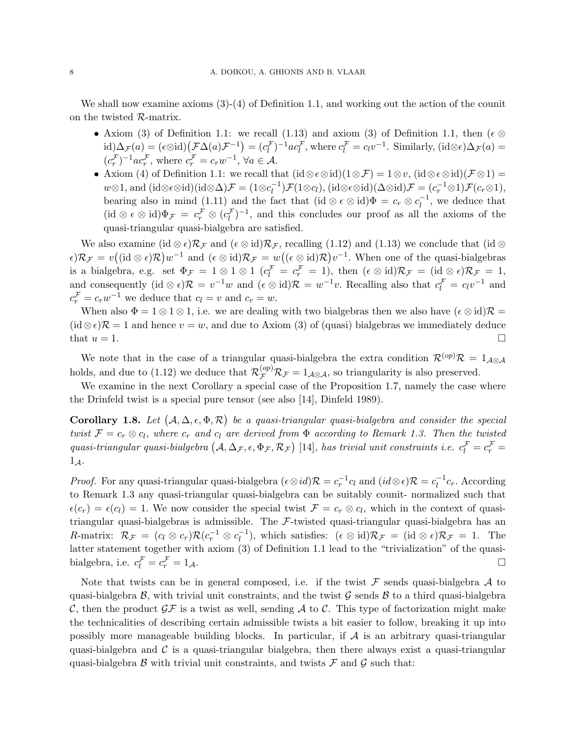We shall now examine axioms (3)-(4) of Definition 1.1, and working out the action of the counit on the twisted $\mathcal{R}$-matrix.

- Axiom (3) of Definition 1.1: we recall (1.13) and axiom (3) of Definition 1.1, then $(\epsilon \otimes \mathrm{id})\Delta_{\mathcal{F}}(a) = (\epsilon\otimes\mathrm{id})\big(\mathcal{F}\Delta(a)\mathcal{F}^{-1}\big) = (c_l^{\mathcal{F}})^{-1} a c_l^{\mathcal{F}}$, where $c_l^{\mathcal{F}} = c_l v^{-1}$. Similarly, $(\mathrm{id}\otimes\epsilon)\Delta_{\mathcal{F}}(a) = (c_r^{\mathcal{F}})^{-1} a c_r^{\mathcal{F}}$, where $c_r^{\mathcal{F}} = c_r w^{-1}$, $\forall a \in \mathcal{A}$.
- Axiom (4) of Definition 1.1: we recall that $(\mathrm{id}\otimes\epsilon\otimes\mathrm{id})(1\otimes\mathcal{F}) = 1\otimes v$, $(\mathrm{id}\otimes\epsilon\otimes\mathrm{id})(\mathcal{F}\otimes 1) = w\otimes 1$, and $(\mathrm{id}\otimes\epsilon\otimes\mathrm{id})(\mathrm{id}\otimes\Delta)\mathcal{F} = (1\otimes c_l^{-1})\mathcal{F}(1\otimes c_l)$, $(\mathrm{id}\otimes\epsilon\otimes\mathrm{id})(\Delta\otimes\mathrm{id})\mathcal{F} = (c_r^{-1}\otimes 1)\mathcal{F}(c_r\otimes 1)$, bearing also in mind (1.11) and the fact that $(\mathrm{id}\otimes\epsilon\otimes\mathrm{id})\Phi = c_r \otimes c_l^{-1}$, we deduce that $(\mathrm{id}\otimes\epsilon\otimes\mathrm{id})\Phi_{\mathcal{F}} = c_r^{\mathcal{F}} \otimes (c_l^{\mathcal{F}})^{-1}$, and this concludes our proof as all the axioms of the quasi-triangular quasi-bialgebra are satisfied.

We also examine $(\mathrm{id}\otimes\epsilon)\mathcal{R}_{\mathcal{F}}$ and $(\epsilon\otimes\mathrm{id})\mathcal{R}_{\mathcal{F}}$, recalling (1.12) and (1.13) we conclude that $(\mathrm{id}\otimes\epsilon)\mathcal{R}_{\mathcal{F}} = v\big((\mathrm{id}\otimes\epsilon)\mathcal{R}\big)w^{-1}$ and $(\epsilon\otimes\mathrm{id})\mathcal{R}_{\mathcal{F}} = w\big((\epsilon\otimes\mathrm{id})\mathcal{R}\big)v^{-1}$. When one of the quasi-bialgebras is a bialgebra, e.g. set $\Phi_{\mathcal{F}} = 1\otimes 1\otimes 1$ ($c_l^{\mathcal{F}} = c_r^{\mathcal{F}} = 1$), then $(\epsilon\otimes\mathrm{id})\mathcal{R}_{\mathcal{F}} = (\mathrm{id}\otimes\epsilon)\mathcal{R}_{\mathcal{F}} = 1$, and consequently $(\mathrm{id}\otimes\epsilon)\mathcal{R} = v^{-1}w$ and $(\epsilon\otimes\mathrm{id})\mathcal{R} = w^{-1}v$. Recalling also that $c_l^{\mathcal{F}} = c_l v^{-1}$ and $c_r^{\mathcal{F}} = c_r w^{-1}$ we deduce that $c_l = v$ and $c_r = w$.

When also $\Phi = 1\otimes 1\otimes 1$, i.e. we are dealing with two bialgebras then we also have $(\epsilon\otimes\mathrm{id})\mathcal{R} = (\mathrm{id}\otimes\epsilon)\mathcal{R} = 1$ and hence $v = w$, and due to Axiom (3) of (quasi) bialgebras we immediately deduce that $u = 1$. □

We note that in the case of a triangular quasi-bialgebra the extra condition $\mathcal{R}^{(op)}\mathcal{R} = 1_{\mathcal{A}\otimes\mathcal{A}}$ holds, and due to (1.12) we deduce that $\mathcal{R}_{\mathcal{F}}^{(op)}\mathcal{R}_{\mathcal{F}} = 1_{\mathcal{A}\otimes\mathcal{A}}$, so triangularity is also preserved.

We examine in the next Corollary a special case of the Proposition 1.7, namely the case where the Drinfeld twist is a special pure tensor (see also [14], Dinfeld 1989).

**Corollary 1.8.** *Let $\big(\mathcal{A}, \Delta, \epsilon, \Phi, \mathcal{R}\big)$ be a quasi-triangular quasi-bialgebra and consider the special twist $\mathcal{F} = c_r \otimes c_l$, where $c_r$ and $c_l$ are derived from $\Phi$ according to Remark 1.3. Then the twisted quasi-triangular quasi-bialgebra $\big(\mathcal{A}, \Delta_{\mathcal{F}}, \epsilon, \Phi_{\mathcal{F}}, \mathcal{R}_{\mathcal{F}}\big)$ [14], has trivial unit constraints i.e. $c_l^{\mathcal{F}} = c_r^{\mathcal{F}} = 1_{\mathcal{A}}$.*

*Proof.* For any quasi-triangular quasi-bialgebra $(\epsilon\otimes id)\mathcal{R} = c_r^{-1}c_l$ and $(id\otimes\epsilon)\mathcal{R} = c_l^{-1}c_r$. According to Remark 1.3 any quasi-triangular quasi-bialgebra can be suitably counit- normalized such that $\epsilon(c_r) = \epsilon(c_l) = 1$. We now consider the special twist $\mathcal{F} = c_r \otimes c_l$, which in the context of quasi-triangular quasi-bialgebras is admissible. The $\mathcal{F}$-twisted quasi-triangular quasi-bialgebra has an $R$-matrix: $\mathcal{R}_{\mathcal{F}} = (c_l \otimes c_r)\mathcal{R}(c_r^{-1}\otimes c_l^{-1})$, which satisfies: $(\epsilon\otimes\mathrm{id})\mathcal{R}_{\mathcal{F}} = (\mathrm{id}\otimes\epsilon)\mathcal{R}_{\mathcal{F}} = 1$. The latter statement together with axiom (3) of Definition 1.1 lead to the "trivialization" of the quasi-bialgebra, i.e. $c_l^{\mathcal{F}} = c_r^{\mathcal{F}} = 1_{\mathcal{A}}$. □

Note that twists can be in general composed, i.e. if the twist $\mathcal{F}$ sends quasi-bialgebra $\mathcal{A}$ to quasi-bialgebra $\mathcal{B}$, with trivial unit constraints, and the twist $\mathcal{G}$ sends $\mathcal{B}$ to a third quasi-bialgebra $\mathcal{C}$, then the product $\mathcal{G}\mathcal{F}$ is a twist as well, sending $\mathcal{A}$ to $\mathcal{C}$. This type of factorization might make the technicalities of describing certain admissible twists a bit easier to follow, breaking it up into possibly more manageable building blocks. In particular, if $\mathcal{A}$ is an arbitrary quasi-triangular quasi-bialgebra and $\mathcal{C}$ is a quasi-triangular bialgebra, then there always exist a quasi-triangular quasi-bialgebra $\mathcal{B}$ with trivial unit constraints, and twists $\mathcal{F}$ and $\mathcal{G}$ such that: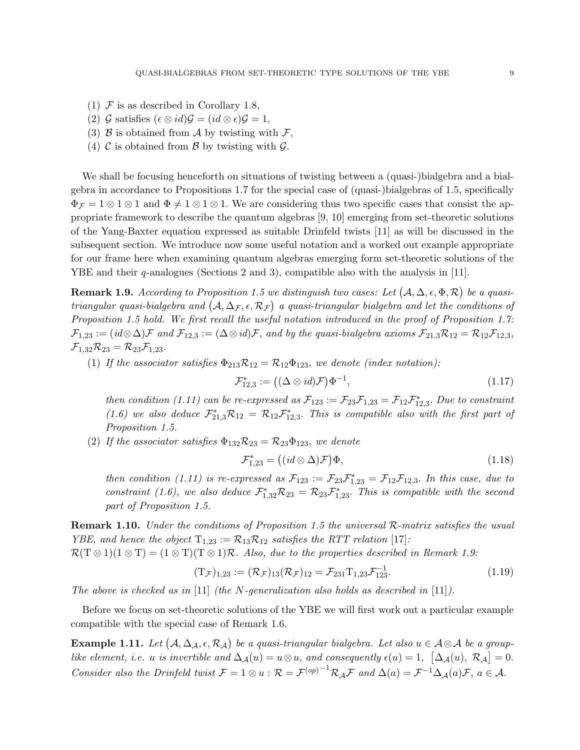(1) $\mathcal{F}$ is as described in Corollary 1.8,
(2) $\mathcal{G}$ satisfies $(\epsilon \otimes id)\mathcal{G} = (id \otimes \epsilon)\mathcal{G} = 1$,
(3) $\mathcal{B}$ is obtained from $\mathcal{A}$ by twisting with $\mathcal{F}$,
(4) $\mathcal{C}$ is obtained from $\mathcal{B}$ by twisting with $\mathcal{G}$.

We shall be focusing henceforth on situations of twisting between a (quasi-)bialgebra and a bialgebra in accordance to Propositions 1.7 for the special case of (quasi-)bialgebras of 1.5, specifically $\Phi_{\mathcal{F}} = 1 \otimes 1 \otimes 1$ and $\Phi \neq 1 \otimes 1 \otimes 1$. We are considering thus two specific cases that consist the appropriate framework to describe the quantum algebras [9, 10] emerging from set-theoretic solutions of the Yang-Baxter equation expressed as suitable Drinfeld twists [11] as will be discussed in the subsequent section. We introduce now some useful notation and a worked out example appropriate for our frame here when examining quantum algebras emerging form set-theoretic solutions of the YBE and their $q$-analogues (Sections 2 and 3), compatible also with the analysis in [11].

**Remark 1.9.** *According to Proposition 1.5 we distinguish two cases: Let $\big(\mathcal{A}, \Delta, \epsilon, \Phi, \mathcal{R}\big)$ be a quasi-triangular quasi-bialgebra and $\big(\mathcal{A}, \Delta_{\mathcal{F}}, \epsilon, \mathcal{R}_{\mathcal{F}}\big)$ a quasi-triangular bialgebra and let the conditions of Proposition 1.5 hold. We first recall the useful notation introduced in the proof of Proposition 1.7: $\mathcal{F}_{1,23} := (id \otimes \Delta)\mathcal{F}$ and $\mathcal{F}_{12,3} := (\Delta \otimes id)\mathcal{F}$, and by the quasi-bialgebra axioms $\mathcal{F}_{21,3}\mathcal{R}_{12} = \mathcal{R}_{12}\mathcal{F}_{12,3}$, $\mathcal{F}_{1,32}\mathcal{R}_{23} = \mathcal{R}_{23}\mathcal{F}_{1,23}$.*

(1) *If the associator satisfies $\Phi_{213}\mathcal{R}_{12} = \mathcal{R}_{12}\Phi_{123}$, we denote (index notation):*
$$\mathcal{F}^*_{12,3} := \big((\Delta \otimes id)\mathcal{F}\big)\Phi^{-1}, \tag{1.17}$$
*then condition (1.11) can be re-expressed as $\mathcal{F}_{123} := \mathcal{F}_{23}\mathcal{F}_{1,23} = \mathcal{F}_{12}\mathcal{F}^*_{12,3}$. Due to constraint (1.6) we also deduce $\mathcal{F}^*_{21,3}\mathcal{R}_{12} = \mathcal{R}_{12}\mathcal{F}^*_{12,3}$. This is compatible also with the first part of Proposition 1.5.*

(2) *If the associator satisfies $\Phi_{132}\mathcal{R}_{23} = \mathcal{R}_{23}\Phi_{123}$, we denote*
$$\mathcal{F}^*_{1,23} = \big((id \otimes \Delta)\mathcal{F}\big)\Phi, \tag{1.18}$$
*then condition (1.11) is re-expressed as $\mathcal{F}_{123} := \mathcal{F}_{23}\mathcal{F}^*_{1,23} = \mathcal{F}_{12}\mathcal{F}_{12,3}$. In this case, due to constraint (1.6), we also deduce $\mathcal{F}^*_{1,32}\mathcal{R}_{23} = \mathcal{R}_{23}\mathcal{F}^*_{1,23}$. This is compatible with the second part of Proposition 1.5.*

**Remark 1.10.** *Under the conditions of Proposition 1.5 the universal $\mathcal{R}$-matrix satisfies the usual YBE, and hence the object $\mathrm{T}_{1,23} := \mathcal{R}_{13}\mathcal{R}_{12}$ satisfies the RTT relation* [17]*:*
$\mathcal{R}(\mathrm{T} \otimes 1)(1 \otimes \mathrm{T}) = (1 \otimes \mathrm{T})(\mathrm{T} \otimes 1)\mathcal{R}$. *Also, due to the properties described in Remark 1.9:*
$$(\mathrm{T}_{\mathcal{F}})_{1,23} := (\mathcal{R}_{\mathcal{F}})_{13}(\mathcal{R}_{\mathcal{F}})_{12} = \mathcal{F}_{231}\mathrm{T}_{1,23}\mathcal{F}^{-1}_{123}. \tag{1.19}$$
*The above is checked as in* [11] *(the $N$-generalization also holds as described in* [11]*).*

Before we focus on set-theoretic solutions of the YBE we will first work out a particular example compatible with the special case of Remark 1.6.

**Example 1.11.** *Let $\big(\mathcal{A}, \Delta_{\mathcal{A}}, \epsilon, \mathcal{R}_{\mathcal{A}}\big)$ be a quasi-triangular bialgebra. Let also $u \in \mathcal{A} \otimes \mathcal{A}$ be a group-like element, i.e. $u$ is invertible and $\Delta_{\mathcal{A}}(u) = u \otimes u$, and consequently $\epsilon(u) = 1$, $\big[\Delta_{\mathcal{A}}(u),\ \mathcal{R}_{\mathcal{A}}\big] = 0$. Consider also the Drinfeld twist $\mathcal{F} = 1 \otimes u$ : $\mathcal{R} = \mathcal{F}^{(op)^{-1}}\mathcal{R}_{\mathcal{A}}\mathcal{F}$ and $\Delta(a) = \mathcal{F}^{-1}\Delta_{\mathcal{A}}(a)\mathcal{F}$, $a \in \mathcal{A}$.*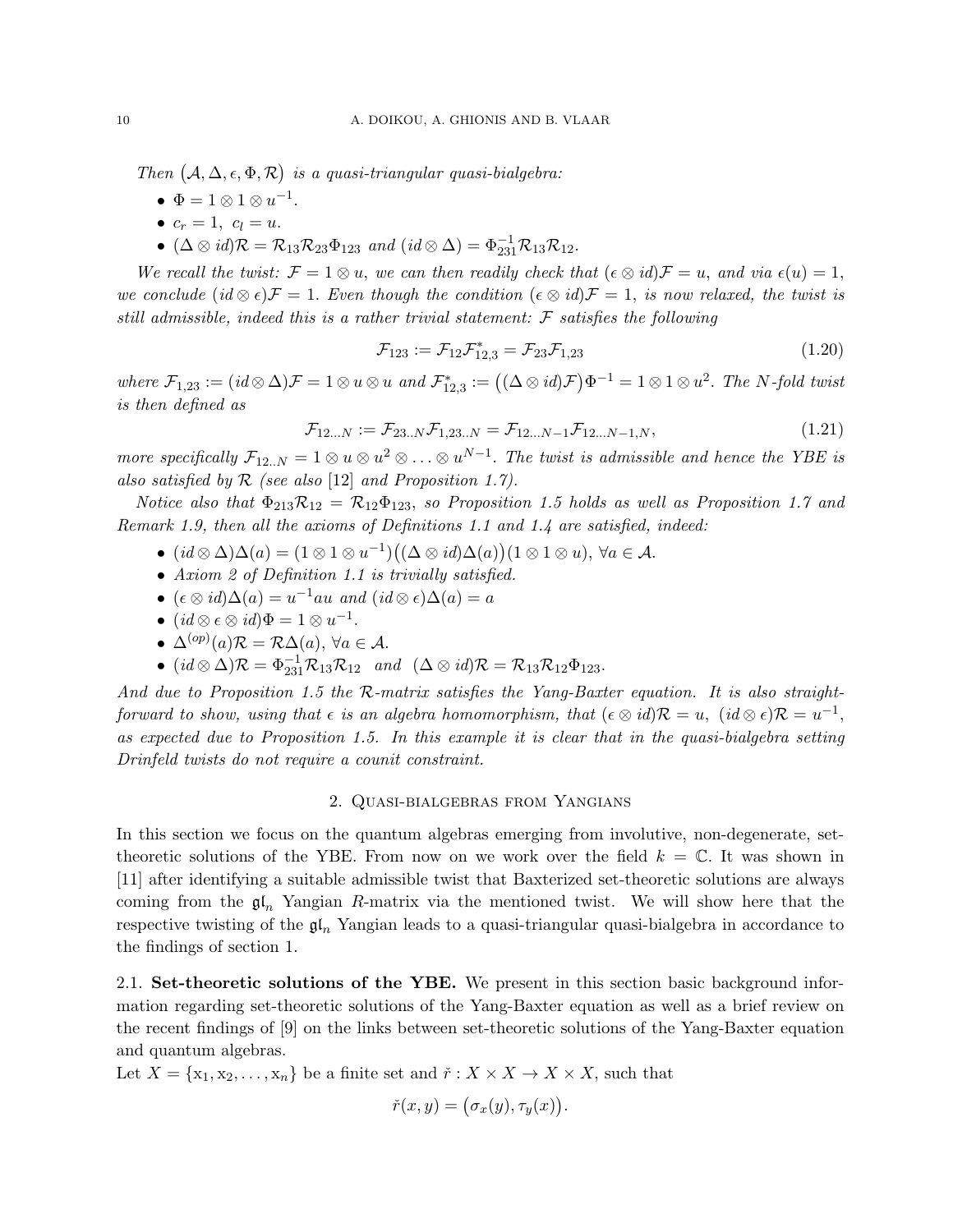*Then* $\big(\mathcal{A}, \Delta, \epsilon, \Phi, \mathcal{R}\big)$ *is a quasi-triangular quasi-bialgebra:*

- $\Phi = 1 \otimes 1 \otimes u^{-1}$.
- $c_r = 1,\ c_l = u$.
- $(\Delta \otimes id)\mathcal{R} = \mathcal{R}_{13}\mathcal{R}_{23}\Phi_{123}$ *and* $(id \otimes \Delta) = \Phi_{231}^{-1}\mathcal{R}_{13}\mathcal{R}_{12}$.

*We recall the twist:* $\mathcal{F} = 1 \otimes u$, *we can then readily check that* $(\epsilon \otimes id)\mathcal{F} = u$, *and via* $\epsilon(u) = 1$, *we conclude* $(id \otimes \epsilon)\mathcal{F} = 1$. *Even though the condition* $(\epsilon \otimes id)\mathcal{F} = 1$, *is now relaxed, the twist is still admissible, indeed this is a rather trivial statement:* $\mathcal{F}$ *satisfies the following*

$$\mathcal{F}_{123} := \mathcal{F}_{12}\mathcal{F}^{*}_{12,3} = \mathcal{F}_{23}\mathcal{F}_{1,23} \tag{1.20}$$

*where* $\mathcal{F}_{1,23} := (id \otimes \Delta)\mathcal{F} = 1 \otimes u \otimes u$ *and* $\mathcal{F}^{*}_{12,3} := \big((\Delta \otimes id)\mathcal{F}\big)\Phi^{-1} = 1 \otimes 1 \otimes u^2$. *The N-fold twist is then defined as*

$$\mathcal{F}_{12...N} := \mathcal{F}_{23..N}\mathcal{F}_{1,23..N} = \mathcal{F}_{12...N-1}\mathcal{F}_{12...N-1,N}, \tag{1.21}$$

*more specifically* $\mathcal{F}_{12..N} = 1 \otimes u \otimes u^2 \otimes \ldots \otimes u^{N-1}$. *The twist is admissible and hence the YBE is also satisfied by* $\mathcal{R}$ *(see also* [12] *and Proposition 1.7).*

*Notice also that* $\Phi_{213}\mathcal{R}_{12} = \mathcal{R}_{12}\Phi_{123}$, *so Proposition 1.5 holds as well as Proposition 1.7 and Remark 1.9, then all the axioms of Definitions 1.1 and 1.4 are satisfied, indeed:*

- $(id \otimes \Delta)\Delta(a) = (1 \otimes 1 \otimes u^{-1})\big((\Delta \otimes id)\Delta(a)\big)(1 \otimes 1 \otimes u)$, $\forall a \in \mathcal{A}$.
- *Axiom 2 of Definition 1.1 is trivially satisfied.*
- $(\epsilon \otimes id)\Delta(a) = u^{-1}au$ *and* $(id \otimes \epsilon)\Delta(a) = a$
- $(id \otimes \epsilon \otimes id)\Phi = 1 \otimes u^{-1}$.
- $\Delta^{(op)}(a)\mathcal{R} = \mathcal{R}\Delta(a)$, $\forall a \in \mathcal{A}$.
- $(id \otimes \Delta)\mathcal{R} = \Phi_{231}^{-1}\mathcal{R}_{13}\mathcal{R}_{12}$ *and* $(\Delta \otimes id)\mathcal{R} = \mathcal{R}_{13}\mathcal{R}_{12}\Phi_{123}$.

*And due to Proposition 1.5 the* $\mathcal{R}$*-matrix satisfies the Yang-Baxter equation. It is also straightforward to show, using that* $\epsilon$ *is an algebra homomorphism, that* $(\epsilon \otimes id)\mathcal{R} = u$, $(id \otimes \epsilon)\mathcal{R} = u^{-1}$, *as expected due to Proposition 1.5. In this example it is clear that in the quasi-bialgebra setting Drinfeld twists do not require a counit constraint.*

## 2. Quasi-bialgebras from Yangians

In this section we focus on the quantum algebras emerging from involutive, non-degenerate, set-theoretic solutions of the YBE. From now on we work over the field $k = \mathbb{C}$. It was shown in [11] after identifying a suitable admissible twist that Baxterized set-theoretic solutions are always coming from the $\mathfrak{gl}_n$ Yangian $R$-matrix via the mentioned twist. We will show here that the respective twisting of the $\mathfrak{gl}_n$ Yangian leads to a quasi-triangular quasi-bialgebra in accordance to the findings of section 1.

### 2.1. Set-theoretic solutions of the YBE.

We present in this section basic background information regarding set-theoretic solutions of the Yang-Baxter equation as well as a brief review on the recent findings of [9] on the links between set-theoretic solutions of the Yang-Baxter equation and quantum algebras.

Let $X = \{\mathrm{x}_1, \mathrm{x}_2, \ldots, \mathrm{x}_n\}$ be a finite set and $\check{r} : X \times X \to X \times X$, such that

$$\check{r}(x, y) = \big(\sigma_x(y), \tau_y(x)\big).$$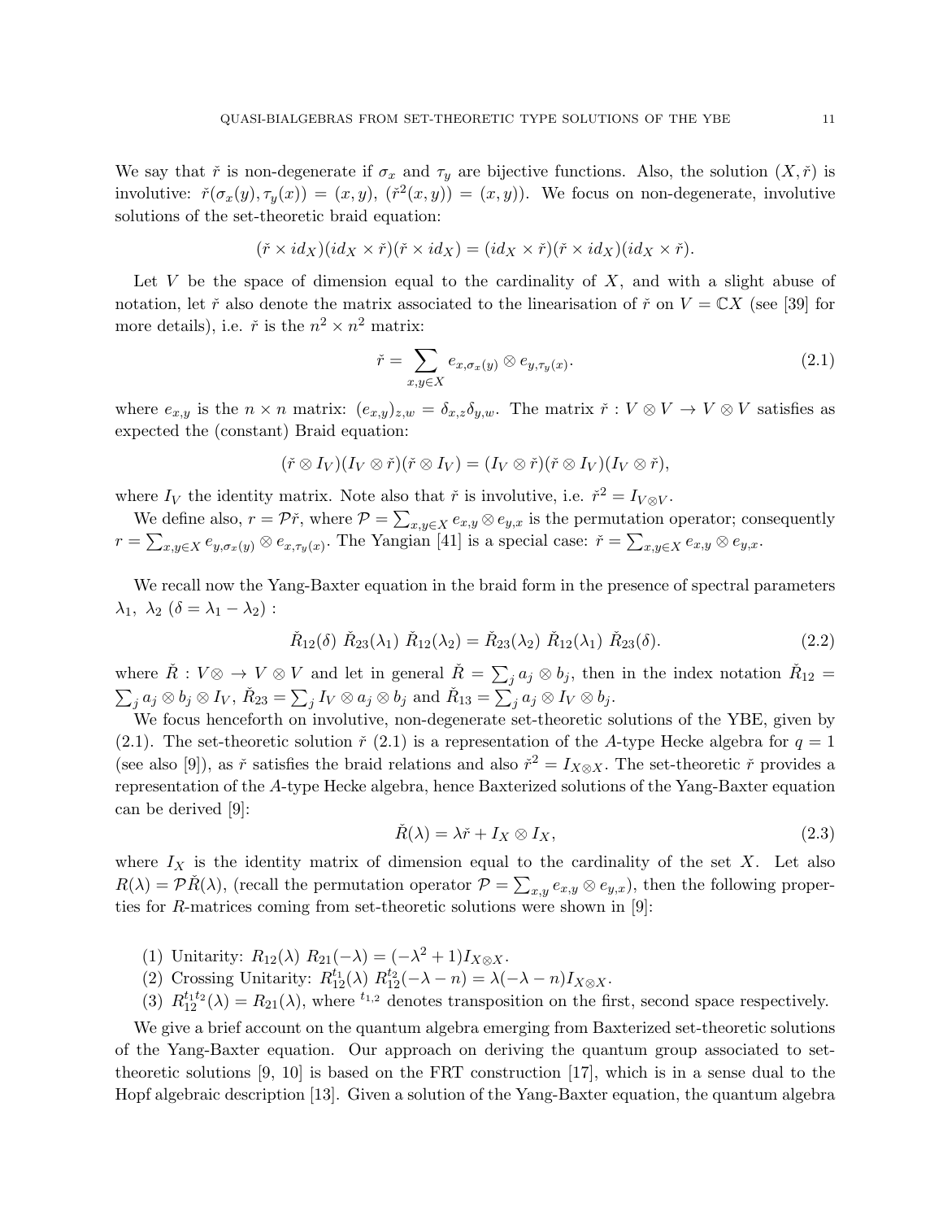We say that $\check{r}$ is non-degenerate if $\sigma_x$ and $\tau_y$ are bijective functions. Also, the solution $(X, \check{r})$ is involutive: $\check{r}(\sigma_x(y), \tau_y(x)) = (x, y)$, $(\check{r}^2(x, y)) = (x, y)$). We focus on non-degenerate, involutive solutions of the set-theoretic braid equation:

$$(\check{r} \times id_X)(id_X \times \check{r})(\check{r} \times id_X) = (id_X \times \check{r})(\check{r} \times id_X)(id_X \times \check{r}).$$

Let $V$ be the space of dimension equal to the cardinality of $X$, and with a slight abuse of notation, let $\check{r}$ also denote the matrix associated to the linearisation of $\check{r}$ on $V = \mathbb{C}X$ (see [39] for more details), i.e. $\check{r}$ is the $n^2 \times n^2$ matrix:

$$\check{r} = \sum_{x,y \in X} e_{x,\sigma_x(y)} \otimes e_{y,\tau_y(x)}. \tag{2.1}$$

where $e_{x,y}$ is the $n \times n$ matrix: $(e_{x,y})_{z,w} = \delta_{x,z}\delta_{y,w}$. The matrix $\check{r} : V \otimes V \to V \otimes V$ satisfies as expected the (constant) Braid equation:

$$(\check{r} \otimes I_V)(I_V \otimes \check{r})(\check{r} \otimes I_V) = (I_V \otimes \check{r})(\check{r} \otimes I_V)(I_V \otimes \check{r}),$$

where $I_V$ the identity matrix. Note also that $\check{r}$ is involutive, i.e. $\check{r}^2 = I_{V \otimes V}$.

We define also, $r = \mathcal{P}\check{r}$, where $\mathcal{P} = \sum_{x,y \in X} e_{x,y} \otimes e_{y,x}$ is the permutation operator; consequently $r = \sum_{x,y \in X} e_{y,\sigma_x(y)} \otimes e_{x,\tau_y(x)}$. The Yangian [41] is a special case: $\check{r} = \sum_{x,y \in X} e_{x,y} \otimes e_{y,x}$.

We recall now the Yang-Baxter equation in the braid form in the presence of spectral parameters $\lambda_1$, $\lambda_2$ $(\delta = \lambda_1 - \lambda_2)$ :

$$\check{R}_{12}(\delta)\ \check{R}_{23}(\lambda_1)\ \check{R}_{12}(\lambda_2) = \check{R}_{23}(\lambda_2)\ \check{R}_{12}(\lambda_1)\ \check{R}_{23}(\delta). \tag{2.2}$$

where $\check{R} : V \otimes \to V \otimes V$ and let in general $\check{R} = \sum_j a_j \otimes b_j$, then in the index notation $\check{R}_{12} = \sum_j a_j \otimes b_j \otimes I_V$, $\check{R}_{23} = \sum_j I_V \otimes a_j \otimes b_j$ and $\check{R}_{13} = \sum_j a_j \otimes I_V \otimes b_j$.

We focus henceforth on involutive, non-degenerate set-theoretic solutions of the YBE, given by (2.1). The set-theoretic solution $\check{r}$ (2.1) is a representation of the $A$-type Hecke algebra for $q = 1$ (see also [9]), as $\check{r}$ satisfies the braid relations and also $\check{r}^2 = I_{X \otimes X}$. The set-theoretic $\check{r}$ provides a representation of the $A$-type Hecke algebra, hence Baxterized solutions of the Yang-Baxter equation can be derived [9]:

$$\check{R}(\lambda) = \lambda \check{r} + I_X \otimes I_X, \tag{2.3}$$

where $I_X$ is the identity matrix of dimension equal to the cardinality of the set $X$. Let also $R(\lambda) = \mathcal{P}\check{R}(\lambda)$, (recall the permutation operator $\mathcal{P} = \sum_{x,y} e_{x,y} \otimes e_{y,x}$), then the following properties for $R$-matrices coming from set-theoretic solutions were shown in [9]:

1. Unitarity: $R_{12}(\lambda)\ R_{21}(-\lambda) = (-\lambda^2 + 1)I_{X \otimes X}$.
2. Crossing Unitarity: $R_{12}^{t_1}(\lambda)\ R_{12}^{t_2}(-\lambda - n) = \lambda(-\lambda - n)I_{X \otimes X}$.
3. $R_{12}^{t_1 t_2}(\lambda) = R_{21}(\lambda)$, where ${}^{t_{1,2}}$ denotes transposition on the first, second space respectively.

We give a brief account on the quantum algebra emerging from Baxterized set-theoretic solutions of the Yang-Baxter equation. Our approach on deriving the quantum group associated to set-theoretic solutions [9, 10] is based on the FRT construction [17], which is in a sense dual to the Hopf algebraic description [13]. Given a solution of the Yang-Baxter equation, the quantum algebra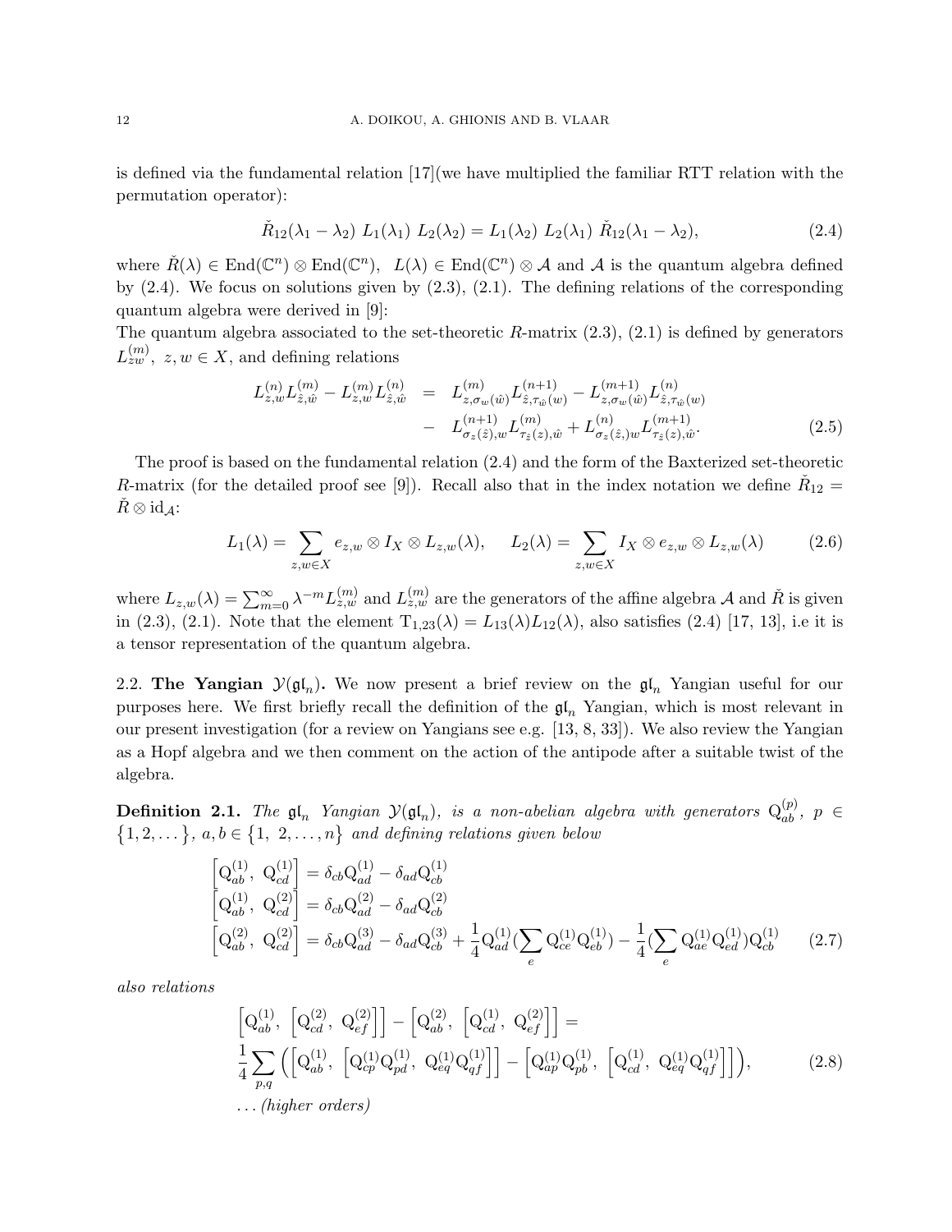is defined via the fundamental relation [17](we have multiplied the familiar RTT relation with the permutation operator):

$$\check{R}_{12}(\lambda_1-\lambda_2)\ L_1(\lambda_1)\ L_2(\lambda_2) = L_1(\lambda_2)\ L_2(\lambda_1)\ \check{R}_{12}(\lambda_1-\lambda_2), \tag{2.4}$$

where $\check{R}(\lambda)\in \mathrm{End}(\mathbb{C}^n)\otimes \mathrm{End}(\mathbb{C}^n)$, $L(\lambda)\in \mathrm{End}(\mathbb{C}^n)\otimes \mathcal{A}$ and $\mathcal{A}$ is the quantum algebra defined by (2.4). We focus on solutions given by (2.3), (2.1). The defining relations of the corresponding quantum algebra were derived in [9]:
The quantum algebra associated to the set-theoretic $R$-matrix (2.3), (2.1) is defined by generators $L^{(m)}_{zw},\ z,w\in X$, and defining relations

$$\begin{aligned}
L^{(n)}_{z,w}L^{(m)}_{\hat{z},\hat{w}} - L^{(m)}_{z,w}L^{(n)}_{\hat{z},\hat{w}} &= L^{(m)}_{z,\sigma_w(\hat{w})}L^{(n+1)}_{\hat{z},\tau_{\hat{w}}(w)} - L^{(m+1)}_{z,\sigma_w(\hat{w})}L^{(n)}_{\hat{z},\tau_{\hat{w}}(w)} \\
&- L^{(n+1)}_{\sigma_z(\hat{z}),w}L^{(m)}_{\tau_{\hat{z}}(z),\hat{w}} + L^{(n)}_{\sigma_z(\hat{z}),w}L^{(m+1)}_{\tau_{\hat{z}}(z),\hat{w}}.
\end{aligned} \tag{2.5}$$

The proof is based on the fundamental relation (2.4) and the form of the Baxterized set-theoretic $R$-matrix (for the detailed proof see [9]). Recall also that in the index notation we define $\check{R}_{12} = \check{R}\otimes \mathrm{id}_{\mathcal{A}}$:

$$L_1(\lambda) = \sum_{z,w\in X} e_{z,w}\otimes I_X\otimes L_{z,w}(\lambda), \qquad L_2(\lambda) = \sum_{z,w\in X} I_X\otimes e_{z,w}\otimes L_{z,w}(\lambda) \tag{2.6}$$

where $L_{z,w}(\lambda)=\sum_{m=0}^{\infty}\lambda^{-m}L^{(m)}_{z,w}$ and $L^{(m)}_{z,w}$ are the generators of the affine algebra $\mathcal{A}$ and $\check{R}$ is given in (2.3), (2.1). Note that the element $\mathrm{T}_{1,23}(\lambda) = L_{13}(\lambda)L_{12}(\lambda)$, also satisfies (2.4) [17, 13], i.e it is a tensor representation of the quantum algebra.

2.2. **The Yangian $\mathcal{Y}(\mathfrak{gl}_n)$.** We now present a brief review on the $\mathfrak{gl}_n$ Yangian useful for our purposes here. We first briefly recall the definition of the $\mathfrak{gl}_n$ Yangian, which is most relevant in our present investigation (for a review on Yangians see e.g. [13, 8, 33]). We also review the Yangian as a Hopf algebra and we then comment on the action of the antipode after a suitable twist of the algebra.

**Definition 2.1.** *The $\mathfrak{gl}_n$ Yangian $\mathcal{Y}(\mathfrak{gl}_n)$, is a non-abelian algebra with generators $\mathrm{Q}^{(p)}_{ab}$, $p\in \{1,2,\dots\}$, $a,b\in\{1,\ 2,\dots,n\}$ and defining relations given below*

$$\begin{aligned}
\Big[\mathrm{Q}^{(1)}_{ab},\ \mathrm{Q}^{(1)}_{cd}\Big] &= \delta_{cb}\mathrm{Q}^{(1)}_{ad} - \delta_{ad}\mathrm{Q}^{(1)}_{cb}\\
\Big[\mathrm{Q}^{(1)}_{ab},\ \mathrm{Q}^{(2)}_{cd}\Big] &= \delta_{cb}\mathrm{Q}^{(2)}_{ad} - \delta_{ad}\mathrm{Q}^{(2)}_{cb}\\
\Big[\mathrm{Q}^{(2)}_{ab},\ \mathrm{Q}^{(2)}_{cd}\Big] &= \delta_{cb}\mathrm{Q}^{(3)}_{ad} - \delta_{ad}\mathrm{Q}^{(3)}_{cb} + \frac{1}{4}\mathrm{Q}^{(1)}_{ad}\big(\sum_e \mathrm{Q}^{(1)}_{ce}\mathrm{Q}^{(1)}_{eb}\big) - \frac{1}{4}\big(\sum_e \mathrm{Q}^{(1)}_{ae}\mathrm{Q}^{(1)}_{ed}\big)\mathrm{Q}^{(1)}_{cb}
\end{aligned} \tag{2.7}$$

*also relations*

$$\begin{aligned}
&\Big[\mathrm{Q}^{(1)}_{ab},\ \Big[\mathrm{Q}^{(2)}_{cd},\ \mathrm{Q}^{(2)}_{ef}\Big]\Big] - \Big[\mathrm{Q}^{(2)}_{ab},\ \Big[\mathrm{Q}^{(1)}_{cd},\ \mathrm{Q}^{(2)}_{ef}\Big]\Big] = \\
&\frac{1}{4}\sum_{p,q}\Big(\Big[\mathrm{Q}^{(1)}_{ab},\ \Big[\mathrm{Q}^{(1)}_{cp}\mathrm{Q}^{(1)}_{pd},\ \mathrm{Q}^{(1)}_{eq}\mathrm{Q}^{(1)}_{qf}\Big]\Big] - \Big[\mathrm{Q}^{(1)}_{ap}\mathrm{Q}^{(1)}_{pb},\ \Big[\mathrm{Q}^{(1)}_{cd},\ \mathrm{Q}^{(1)}_{eq}\mathrm{Q}^{(1)}_{qf}\Big]\Big]\Big),
\end{aligned} \tag{2.8}$$

*... (higher orders)*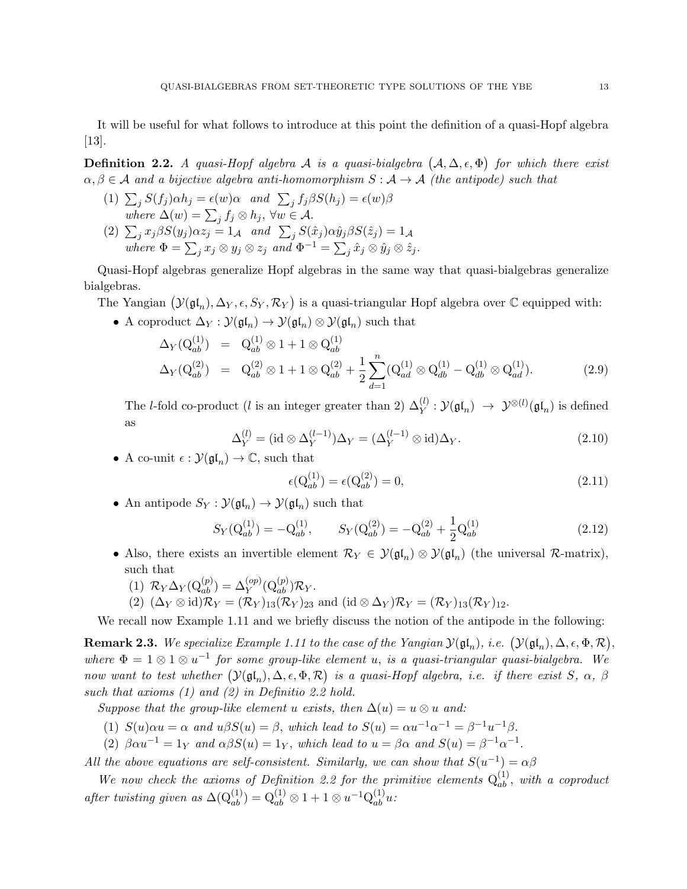It will be useful for what follows to introduce at this point the definition of a quasi-Hopf algebra [13].

**Definition 2.2.** *A quasi-Hopf algebra $\mathcal{A}$ is a quasi-bialgebra $(\mathcal{A}, \Delta, \epsilon, \Phi)$ for which there exist $\alpha, \beta \in \mathcal{A}$ and a bijective algebra anti-homomorphism $S : \mathcal{A} \to \mathcal{A}$ (the antipode) such that*

(1) $\sum_j S(f_j)\alpha h_j = \epsilon(w)\alpha$ *and* $\sum_j f_j \beta S(h_j) = \epsilon(w)\beta$
*where* $\Delta(w) = \sum_j f_j \otimes h_j$, $\forall w \in \mathcal{A}$.

(2) $\sum_j x_j \beta S(y_j)\alpha z_j = 1_{\mathcal{A}}$ *and* $\sum_j S(\hat{x}_j)\alpha \hat{y}_j \beta S(\hat{z}_j) = 1_{\mathcal{A}}$
*where* $\Phi = \sum_j x_j \otimes y_j \otimes z_j$ *and* $\Phi^{-1} = \sum_j \hat{x}_j \otimes \hat{y}_j \otimes \hat{z}_j$.

Quasi-Hopf algebras generalize Hopf algebras in the same way that quasi-bialgebras generalize bialgebras.

The Yangian $(\mathcal{Y}(\mathfrak{gl}_n), \Delta_Y, \epsilon, S_Y, \mathcal{R}_Y)$ is a quasi-triangular Hopf algebra over $\mathbb{C}$ equipped with:

- A coproduct $\Delta_Y : \mathcal{Y}(\mathfrak{gl}_n) \to \mathcal{Y}(\mathfrak{gl}_n) \otimes \mathcal{Y}(\mathfrak{gl}_n)$ such that

$$\begin{aligned}
\Delta_Y(\mathrm{Q}^{(1)}_{ab}) &= \mathrm{Q}^{(1)}_{ab} \otimes 1 + 1 \otimes \mathrm{Q}^{(1)}_{ab} \\
\Delta_Y(\mathrm{Q}^{(2)}_{ab}) &= \mathrm{Q}^{(2)}_{ab} \otimes 1 + 1 \otimes \mathrm{Q}^{(2)}_{ab} + \frac{1}{2}\sum_{d=1}^{n}(\mathrm{Q}^{(1)}_{ad} \otimes \mathrm{Q}^{(1)}_{db} - \mathrm{Q}^{(1)}_{db} \otimes \mathrm{Q}^{(1)}_{ad}).
\end{aligned} \tag{2.9}$$

  The $l$-fold co-product ($l$ is an integer greater than 2) $\Delta^{(l)}_Y : \mathcal{Y}(\mathfrak{gl}_n) \to \mathcal{Y}^{\otimes(l)}(\mathfrak{gl}_n)$ is defined as

$$\Delta^{(l)}_Y = (\mathrm{id} \otimes \Delta^{(l-1)}_Y)\Delta_Y = (\Delta^{(l-1)}_Y \otimes \mathrm{id})\Delta_Y. \tag{2.10}$$

- A co-unit $\epsilon : \mathcal{Y}(\mathfrak{gl}_n) \to \mathbb{C}$, such that

$$\epsilon(\mathrm{Q}^{(1)}_{ab}) = \epsilon(\mathrm{Q}^{(2)}_{ab}) = 0, \tag{2.11}$$

- An antipode $S_Y : \mathcal{Y}(\mathfrak{gl}_n) \to \mathcal{Y}(\mathfrak{gl}_n)$ such that

$$S_Y(\mathrm{Q}^{(1)}_{ab}) = -\mathrm{Q}^{(1)}_{ab}, \qquad S_Y(\mathrm{Q}^{(2)}_{ab}) = -\mathrm{Q}^{(2)}_{ab} + \frac{1}{2}\mathrm{Q}^{(1)}_{ab} \tag{2.12}$$

- Also, there exists an invertible element $\mathcal{R}_Y \in \mathcal{Y}(\mathfrak{gl}_n) \otimes \mathcal{Y}(\mathfrak{gl}_n)$ (the universal $\mathcal{R}$-matrix), such that
  (1) $\mathcal{R}_Y \Delta_Y(\mathrm{Q}^{(p)}_{ab}) = \Delta^{(op)}_Y(\mathrm{Q}^{(p)}_{ab})\mathcal{R}_Y$.
  (2) $(\Delta_Y \otimes \mathrm{id})\mathcal{R}_Y = (\mathcal{R}_Y)_{13}(\mathcal{R}_Y)_{23}$ and $(\mathrm{id} \otimes \Delta_Y)\mathcal{R}_Y = (\mathcal{R}_Y)_{13}(\mathcal{R}_Y)_{12}$.

We recall now Example 1.11 and we briefly discuss the notion of the antipode in the following:

**Remark 2.3.** *We specialize Example 1.11 to the case of the Yangian $\mathcal{Y}(\mathfrak{gl}_n)$, i.e. $(\mathcal{Y}(\mathfrak{gl}_n), \Delta, \epsilon, \Phi, \mathcal{R})$, where $\Phi = 1 \otimes 1 \otimes u^{-1}$ for some group-like element $u$, is a quasi-triangular quasi-bialgebra. We now want to test whether $(\mathcal{Y}(\mathfrak{gl}_n), \Delta, \epsilon, \Phi, \mathcal{R})$ is a quasi-Hopf algebra, i.e. if there exist $S$, $\alpha$, $\beta$ such that axioms (1) and (2) in Definitio 2.2 hold.*

*Suppose that the group-like element $u$ exists, then $\Delta(u) = u \otimes u$ and:*

(1) $S(u)\alpha u = \alpha$ *and* $u\beta S(u) = \beta$*, which lead to* $S(u) = \alpha u^{-1}\alpha^{-1} = \beta^{-1}u^{-1}\beta$.

(2) $\beta\alpha u^{-1} = 1_Y$ *and* $\alpha\beta S(u) = 1_Y$*, which lead to* $u = \beta\alpha$ *and* $S(u) = \beta^{-1}\alpha^{-1}$.

*All the above equations are self-consistent. Similarly, we can show that $S(u^{-1}) = \alpha\beta$*

*We now check the axioms of Definition 2.2 for the primitive elements $\mathrm{Q}^{(1)}_{ab}$, with a coproduct after twisting given as $\Delta(\mathrm{Q}^{(1)}_{ab}) = \mathrm{Q}^{(1)}_{ab} \otimes 1 + 1 \otimes u^{-1}\mathrm{Q}^{(1)}_{ab}u$:*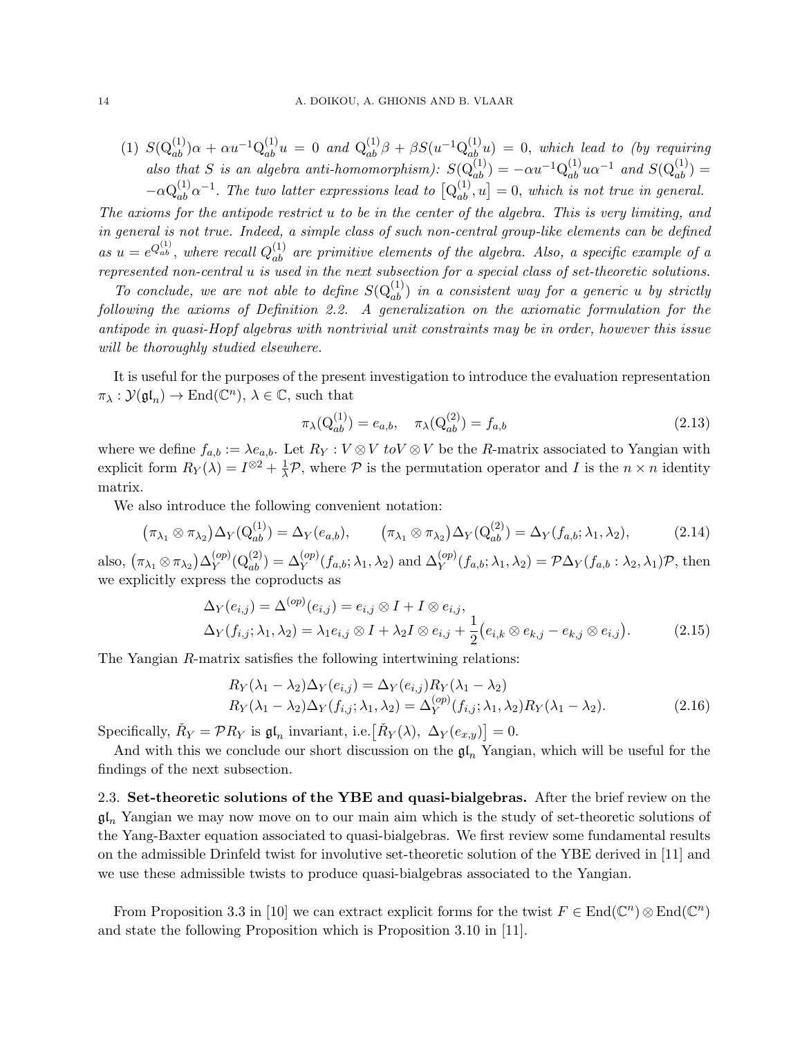(1) $S(\mathrm{Q}^{(1)}_{ab})\alpha + \alpha u^{-1}\mathrm{Q}^{(1)}_{ab}u = 0$ *and* $\mathrm{Q}^{(1)}_{ab}\beta + \beta S(u^{-1}\mathrm{Q}^{(1)}_{ab}u) = 0$, *which lead to (by requiring also that S is an algebra anti-homomorphism):* $S(\mathrm{Q}^{(1)}_{ab}) = -\alpha u^{-1}\mathrm{Q}^{(1)}_{ab}u\alpha^{-1}$ *and* $S(\mathrm{Q}^{(1)}_{ab}) = -\alpha\mathrm{Q}^{(1)}_{ab}\alpha^{-1}$. *The two latter expressions lead to* $\left[\mathrm{Q}^{(1)}_{ab}, u\right] = 0$, *which is not true in general.*

*The axioms for the antipode restrict u to be in the center of the algebra. This is very limiting, and in general is not true. Indeed, a simple class of such non-central group-like elements can be defined as* $u = e^{Q^{(1)}_{ab}}$, *where recall* $Q^{(1)}_{ab}$ *are primitive elements of the algebra. Also, a specific example of a represented non-central u is used in the next subsection for a special class of set-theoretic solutions.*

*To conclude, we are not able to define* $S(\mathrm{Q}^{(1)}_{ab})$ *in a consistent way for a generic u by strictly following the axioms of Definition 2.2. A generalization on the axiomatic formulation for the antipode in quasi-Hopf algebras with nontrivial unit constraints may be in order, however this issue will be thoroughly studied elsewhere.*

It is useful for the purposes of the present investigation to introduce the evaluation representation $\pi_\lambda : \mathcal{Y}(\mathfrak{gl}_n) \to \mathrm{End}(\mathbb{C}^n)$, $\lambda \in \mathbb{C}$, such that

$$\pi_\lambda(\mathrm{Q}^{(1)}_{ab}) = e_{a,b}, \quad \pi_\lambda(\mathrm{Q}^{(2)}_{ab}) = f_{a,b} \tag{2.13}$$

where we define $f_{a,b} := \lambda e_{a,b}$. Let $R_Y : V \otimes V\ toV \otimes V$ be the $R$-matrix associated to Yangian with explicit form $R_Y(\lambda) = I^{\otimes 2} + \frac{1}{\lambda}\mathcal{P}$, where $\mathcal{P}$ is the permutation operator and $I$ is the $n \times n$ identity matrix.

We also introduce the following convenient notation:

$$\big(\pi_{\lambda_1} \otimes \pi_{\lambda_2}\big)\Delta_Y(\mathrm{Q}^{(1)}_{ab}) = \Delta_Y(e_{a,b}), \qquad \big(\pi_{\lambda_1} \otimes \pi_{\lambda_2}\big)\Delta_Y(\mathrm{Q}^{(2)}_{ab}) = \Delta_Y(f_{a,b}; \lambda_1, \lambda_2), \tag{2.14}$$

also, $\big(\pi_{\lambda_1} \otimes \pi_{\lambda_2}\big)\Delta^{(op)}_Y(\mathrm{Q}^{(2)}_{ab}) = \Delta^{(op)}_Y(f_{a,b}; \lambda_1, \lambda_2)$ and $\Delta^{(op)}_Y(f_{a,b}; \lambda_1, \lambda_2) = \mathcal{P}\Delta_Y(f_{a,b} : \lambda_2, \lambda_1)\mathcal{P}$, then we explicitly express the coproducts as

$$\begin{aligned}
&\Delta_Y(e_{i,j}) = \Delta^{(op)}(e_{i,j}) = e_{i,j} \otimes I + I \otimes e_{i,j},\\
&\Delta_Y(f_{i,j}; \lambda_1, \lambda_2) = \lambda_1 e_{i,j} \otimes I + \lambda_2 I \otimes e_{i,j} + \frac{1}{2}\big(e_{i,k} \otimes e_{k,j} - e_{k,j} \otimes e_{i,j}\big).
\end{aligned} \tag{2.15}$$

The Yangian $R$-matrix satisfies the following intertwining relations:

$$\begin{aligned}
&R_Y(\lambda_1 - \lambda_2)\Delta_Y(e_{i,j}) = \Delta_Y(e_{i,j})R_Y(\lambda_1 - \lambda_2)\\
&R_Y(\lambda_1 - \lambda_2)\Delta_Y(f_{i,j}; \lambda_1, \lambda_2) = \Delta^{(op)}_Y(f_{i,j}; \lambda_1, \lambda_2)R_Y(\lambda_1 - \lambda_2).
\end{aligned} \tag{2.16}$$

Specifically, $\check{R}_Y = \mathcal{P}R_Y$ is $\mathfrak{gl}_n$ invariant, i.e.$\big[\check{R}_Y(\lambda),\ \Delta_Y(e_{x,y})\big] = 0$.

And with this we conclude our short discussion on the $\mathfrak{gl}_n$ Yangian, which will be useful for the findings of the next subsection.

2.3. **Set-theoretic solutions of the YBE and quasi-bialgebras.** After the brief review on the $\mathfrak{gl}_n$ Yangian we may now move on to our main aim which is the study of set-theoretic solutions of the Yang-Baxter equation associated to quasi-bialgebras. We first review some fundamental results on the admissible Drinfeld twist for involutive set-theoretic solution of the YBE derived in [11] and we use these admissible twists to produce quasi-bialgebras associated to the Yangian.

From Proposition 3.3 in [10] we can extract explicit forms for the twist $F \in \mathrm{End}(\mathbb{C}^n) \otimes \mathrm{End}(\mathbb{C}^n)$ and state the following Proposition which is Proposition 3.10 in [11].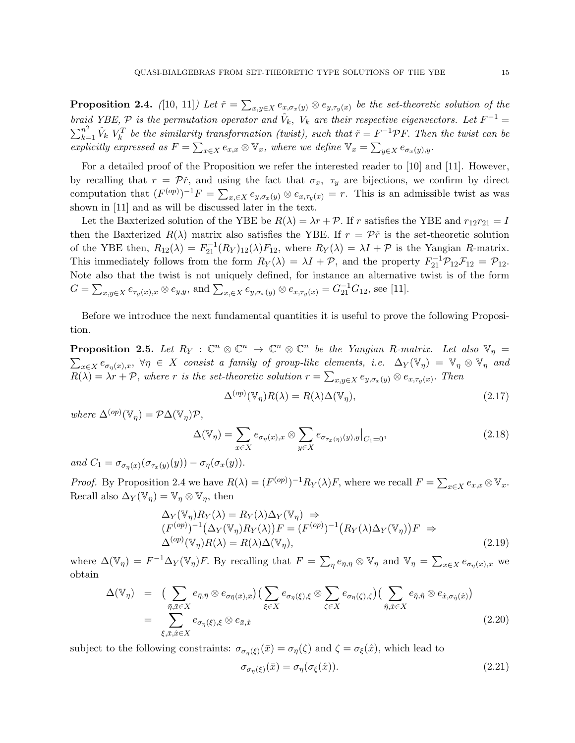**Proposition 2.4.** *([10, 11]) Let $\check{r} = \sum_{x,y\in X} e_{x,\sigma_x(y)} \otimes e_{y,\tau_y(x)}$ be the set-theoretic solution of the braid YBE, $\mathcal{P}$ is the permutation operator and $\hat{V}_k$, $V_k$ are their respective eigenvectors. Let $F^{-1} = \sum_{k=1}^{n^2} \hat{V}_k\ V_k^T$ be the similarity transformation (twist), such that $\check{r} = F^{-1}\mathcal{P}F$. Then the twist can be explicitly expressed as $F = \sum_{x\in X} e_{x,x} \otimes \mathbb{V}_x$, where we define $\mathbb{V}_x = \sum_{y\in X} e_{\sigma_x(y),y}$.*

For a detailed proof of the Proposition we refer the interested reader to [10] and [11]. However, by recalling that $r = \mathcal{P}\check{r}$, and using the fact that $\sigma_x$, $\tau_y$ are bijections, we confirm by direct computation that $(F^{(op)})^{-1}F = \sum_{x,\in X} e_{y,\sigma_x(y)} \otimes e_{x,\tau_y(x)} = r$. This is an admissible twist as was shown in [11] and as will be discussed later in the text.

Let the Baxterized solution of the YBE be $R(\lambda) = \lambda r + \mathcal{P}$. If $r$ satisfies the YBE and $r_{12}r_{21} = I$ then the Baxterized $R(\lambda)$ matrix also satisfies the YBE. If $r = \mathcal{P}\check{r}$ is the set-theoretic solution of the YBE then, $R_{12}(\lambda) = F_{21}^{-1}(R_Y)_{12}(\lambda)F_{12}$, where $R_Y(\lambda) = \lambda I + \mathcal{P}$ is the Yangian $R$-matrix. This immediately follows from the form $R_Y(\lambda) = \lambda I + \mathcal{P}$, and the property $F_{21}^{-1}\mathcal{P}_{12}\mathcal{F}_{12} = \mathcal{P}_{12}$. Note also that the twist is not uniquely defined, for instance an alternative twist is of the form $G = \sum_{x,y\in X} e_{\tau_y(x),x} \otimes e_{y,y}$, and $\sum_{x,\in X} e_{y,\sigma_x(y)} \otimes e_{x,\tau_y(x)} = G_{21}^{-1}G_{12}$, see [11].

Before we introduce the next fundamental quantities it is useful to prove the following Proposition.

**Proposition 2.5.** *Let $R_Y : \mathbb{C}^n \otimes \mathbb{C}^n \to \mathbb{C}^n \otimes \mathbb{C}^n$ be the Yangian $R$-matrix. Let also $\mathbb{V}_\eta = \sum_{x\in X} e_{\sigma_\eta(x),x}$, $\forall \eta \in X$ consist a family of group-like elements, i.e. $\Delta_Y(\mathbb{V}_\eta) = \mathbb{V}_\eta \otimes \mathbb{V}_\eta$ and $R(\lambda) = \lambda r + \mathcal{P}$, where $r$ is the set-theoretic solution $r = \sum_{x,y\in X} e_{y,\sigma_x(y)} \otimes e_{x,\tau_y(x)}$. Then*

$$\Delta^{(op)}(\mathbb{V}_\eta)R(\lambda) = R(\lambda)\Delta(\mathbb{V}_\eta), \tag{2.17}$$

*where $\Delta^{(op)}(\mathbb{V}_\eta) = \mathcal{P}\Delta(\mathbb{V}_\eta)\mathcal{P}$,*

$$\Delta(\mathbb{V}_\eta) = \sum_{x\in X} e_{\sigma_\eta(x),x} \otimes \sum_{y\in X} e_{\sigma_{\tau_x(\eta)}(y),y}\big|_{C_1=0}, \tag{2.18}$$

*and $C_1 = \sigma_{\sigma_\eta(x)}(\sigma_{\tau_x(y)}(y)) - \sigma_\eta(\sigma_x(y))$.*

*Proof.* By Proposition 2.4 we have $R(\lambda) = (F^{(op)})^{-1}R_Y(\lambda)F$, where we recall $F = \sum_{x\in X} e_{x,x} \otimes \mathbb{V}_x$. Recall also $\Delta_Y(\mathbb{V}_\eta) = \mathbb{V}_\eta \otimes \mathbb{V}_\eta$, then

$$\begin{aligned}
&\Delta_Y(\mathbb{V}_\eta)R_Y(\lambda) = R_Y(\lambda)\Delta_Y(\mathbb{V}_\eta) \ \Rightarrow \\
&(F^{(op)})^{-1}\big(\Delta_Y(\mathbb{V}_\eta)R_Y(\lambda)\big)F = (F^{(op)})^{-1}\big(R_Y(\lambda)\Delta_Y(\mathbb{V}_\eta)\big)F \ \Rightarrow \\
&\Delta^{(op)}(\mathbb{V}_\eta)R(\lambda) = R(\lambda)\Delta(\mathbb{V}_\eta),
\end{aligned} \tag{2.19}$$

where $\Delta(\mathbb{V}_\eta) = F^{-1}\Delta_Y(\mathbb{V}_\eta)F$. By recalling that $F = \sum_\eta e_{\eta,\eta} \otimes \mathbb{V}_\eta$ and $\mathbb{V}_\eta = \sum_{x\in X} e_{\sigma_\eta(x),x}$ we obtain

$$\begin{aligned}
\Delta(\mathbb{V}_\eta) &= \Big(\sum_{\bar{\eta},\bar{x}\in X} e_{\bar{\eta},\bar{\eta}} \otimes e_{\sigma_{\bar{\eta}}(\bar{x}),\bar{x}}\Big)\Big(\sum_{\xi\in X} e_{\sigma_\eta(\xi),\xi} \otimes \sum_{\zeta\in X} e_{\sigma_\eta(\zeta),\zeta}\Big)\Big(\sum_{\hat{\eta},\hat{x}\in X} e_{\hat{\eta},\hat{\eta}} \otimes e_{\hat{x},\sigma_{\hat{\eta}}(\hat{x})}\Big) \\
&= \sum_{\xi,\bar{x},\hat{x}\in X} e_{\sigma_\eta(\xi),\xi} \otimes e_{\bar{x},\hat{x}}
\end{aligned} \tag{2.20}$$

subject to the following constraints: $\sigma_{\sigma_\eta(\xi)}(\bar{x}) = \sigma_\eta(\zeta)$ and $\zeta = \sigma_\xi(\hat{x})$, which lead to

$$\sigma_{\sigma_\eta(\xi)}(\bar{x}) = \sigma_\eta(\sigma_\xi(\hat{x})). \tag{2.21}$$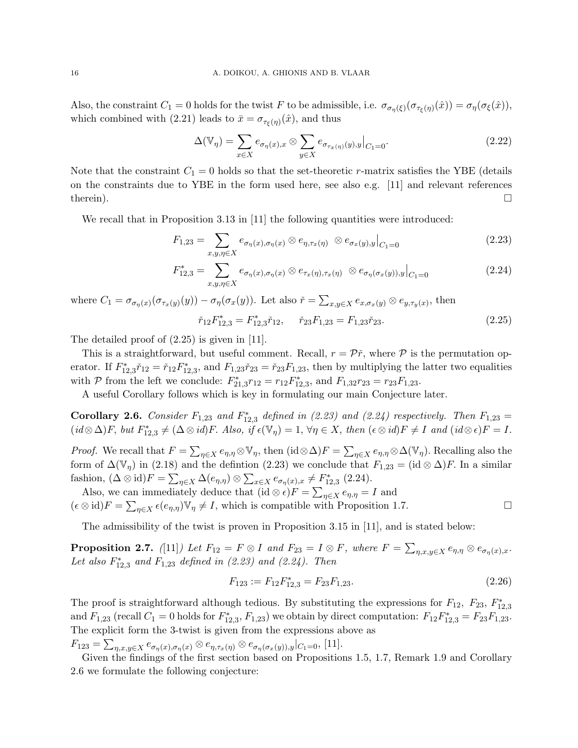Also, the constraint $C_1 = 0$ holds for the twist $F$ to be admissible, i.e. $\sigma_{\sigma_\eta(\xi)}(\sigma_{\tau_\xi(\eta)}(\hat{x})) = \sigma_\eta(\sigma_\xi(\hat{x}))$, which combined with (2.21) leads to $\bar{x} = \sigma_{\tau_\xi(\eta)}(\hat{x})$, and thus

$$\Delta(\mathbb{V}_\eta) = \sum_{x\in X} e_{\sigma_\eta(x),x} \otimes \sum_{y\in X} e_{\sigma_{\tau_x(\eta)}(y),y}\big|_{C_1=0}. \tag{2.22}$$

Note that the constraint $C_1 = 0$ holds so that the set-theoretic $r$-matrix satisfies the YBE (details on the constraints due to YBE in the form used here, see also e.g. [11] and relevant references therein). $\square$

We recall that in Proposition 3.13 in [11] the following quantities were introduced:

$$F_{1,23} = \sum_{x,y,\eta\in X} e_{\sigma_\eta(x),\sigma_\eta(x)} \otimes e_{\eta,\tau_x(\eta)} \ \otimes e_{\sigma_x(y),y}\big|_{C_1=0} \tag{2.23}$$

$$F^*_{12,3} = \sum_{x,y,\eta\in X} e_{\sigma_\eta(x),\sigma_\eta(x)} \otimes e_{\tau_x(\eta),\tau_x(\eta)} \ \otimes e_{\sigma_\eta(\sigma_x(y)),y}\big|_{C_1=0} \tag{2.24}$$

where $C_1 = \sigma_{\sigma_\eta(x)}(\sigma_{\tau_x(y)}(y)) - \sigma_\eta(\sigma_x(y))$. Let also $\check{r} = \sum_{x,y\in X} e_{x,\sigma_x(y)} \otimes e_{y,\tau_y(x)}$, then

$$\check{r}_{12}F^*_{12,3} = F^*_{12,3}\check{r}_{12}, \qquad \check{r}_{23}F_{1,23} = F_{1,23}\check{r}_{23}. \tag{2.25}$$

The detailed proof of (2.25) is given in [11].

This is a straightforward, but useful comment. Recall, $r = \mathcal{P}\check{r}$, where $\mathcal{P}$ is the permutation operator. If $F^*_{12,3}\check{r}_{12} = \check{r}_{12}F^*_{12,3}$, and $F_{1,23}\check{r}_{23} = \check{r}_{23}F_{1,23}$, then by multiplying the latter two equalities with $\mathcal{P}$ from the left we conclude: $F^*_{21,3}r_{12} = r_{12}F^*_{12,3}$, and $F_{1,32}r_{23} = r_{23}F_{1,23}$.

A useful Corollary follows which is key in formulating our main Conjecture later.

**Corollary 2.6.** *Consider $F_{1,23}$ and $F^*_{12,3}$ defined in (2.23) and (2.24) respectively. Then $F_{1,23} = (id\otimes\Delta)F$, but $F^*_{12,3} \neq (\Delta\otimes id)F$. Also, if $\epsilon(\mathbb{V}_\eta) = 1$, $\forall \eta \in X$, then $(\epsilon\otimes id)F \neq I$ and $(id\otimes\epsilon)F = I$.*

*Proof.* We recall that $F = \sum_{\eta\in X} e_{\eta,\eta}\otimes\mathbb{V}_\eta$, then $(\mathrm{id}\otimes\Delta)F = \sum_{\eta\in X} e_{\eta,\eta}\otimes\Delta(\mathbb{V}_\eta)$. Recalling also the form of $\Delta(\mathbb{V}_\eta)$ in (2.18) and the defintion (2.23) we conclude that $F_{1,23} = (\mathrm{id}\otimes\Delta)F$. In a similar fashion, $(\Delta\otimes\mathrm{id})F = \sum_{\eta\in X}\Delta(e_{\eta,\eta})\otimes\sum_{x\in X} e_{\sigma_\eta(x),x} \neq F^*_{12,3}$ (2.24).

Also, we can immediately deduce that $(\mathrm{id}\otimes\epsilon)F = \sum_{\eta\in X} e_{\eta,\eta} = I$ and $(\epsilon\otimes\mathrm{id})F = \sum_{\eta\in X}\epsilon(e_{\eta,\eta})\mathbb{V}_\eta \neq I$, which is compatible with Proposition 1.7. $\square$

The admissibility of the twist is proven in Proposition 3.15 in [11], and is stated below:

**Proposition 2.7.** *([11]) Let $F_{12} = F\otimes I$ and $F_{23} = I\otimes F$, where $F = \sum_{\eta,x,y\in X} e_{\eta,\eta}\otimes e_{\sigma_\eta(x),x}$. Let also $F^*_{12,3}$ and $F_{1,23}$ defined in (2.23) and (2.24). Then*

$$F_{123} := F_{12}F^*_{12,3} = F_{23}F_{1,23}. \tag{2.26}$$

The proof is straightforward although tedious. By substituting the expressions for $F_{12}$, $F_{23}$, $F^*_{12,3}$ and $F_{1,23}$ (recall $C_1 = 0$ holds for $F^*_{12,3}$, $F_{1,23}$) we obtain by direct computation: $F_{12}F^*_{12,3} = F_{23}F_{1,23}$. The explicit form the 3-twist is given from the expressions above as
$F_{123} = \sum_{\eta,x,y\in X} e_{\sigma_\eta(x),\sigma_\eta(x)} \otimes e_{\eta,\tau_x(\eta)} \otimes e_{\sigma_\eta(\sigma_x(y)),y}|_{C_1=0}$, [11].

Given the findings of the first section based on Propositions 1.5, 1.7, Remark 1.9 and Corollary 2.6 we formulate the following conjecture: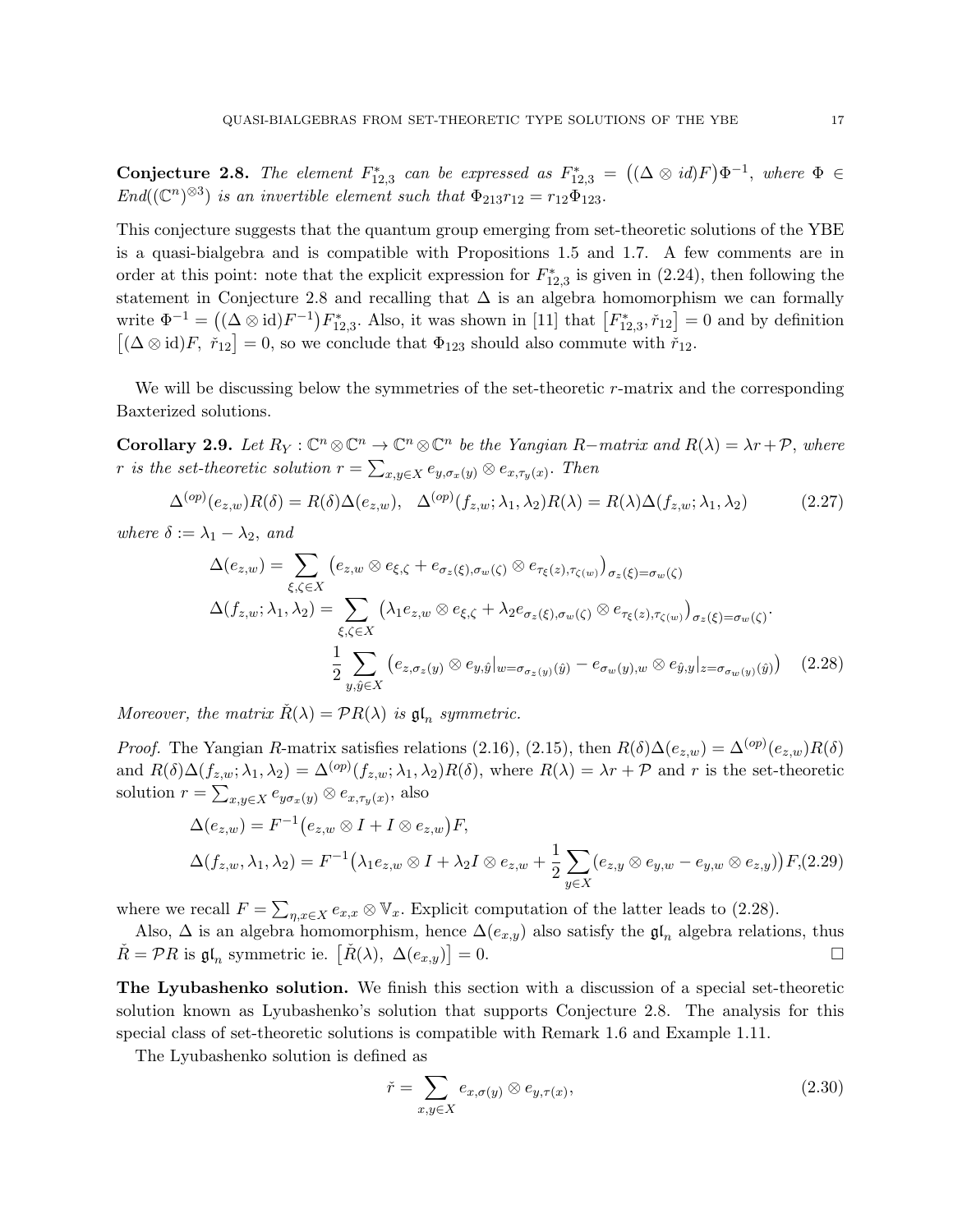**Conjecture 2.8.** *The element $F^*_{12,3}$ can be expressed as $F^*_{12,3} = \big((\Delta \otimes id)F\big)\Phi^{-1}$, where $\Phi \in End((\mathbb{C}^n)^{\otimes 3})$ is an invertible element such that $\Phi_{213}r_{12} = r_{12}\Phi_{123}$.*

This conjecture suggests that the quantum group emerging from set-theoretic solutions of the YBE is a quasi-bialgebra and is compatible with Propositions 1.5 and 1.7. A few comments are in order at this point: note that the explicit expression for $F^*_{12,3}$ is given in (2.24), then following the statement in Conjecture 2.8 and recalling that $\Delta$ is an algebra homomorphism we can formally write $\Phi^{-1} = \big((\Delta\otimes \mathrm{id})F^{-1}\big)F^*_{12,3}$. Also, it was shown in [11] that $\big[F^*_{12,3}, \check r_{12}\big] = 0$ and by definition $\big[(\Delta\otimes \mathrm{id})F,\ \check r_{12}\big] = 0$, so we conclude that $\Phi_{123}$ should also commute with $\check r_{12}$.

We will be discussing below the symmetries of the set-theoretic $r$-matrix and the corresponding Baxterized solutions.

**Corollary 2.9.** *Let $R_Y : \mathbb{C}^n\otimes\mathbb{C}^n \to \mathbb{C}^n\otimes\mathbb{C}^n$ be the Yangian $R-$matrix and $R(\lambda) = \lambda r + \mathcal{P}$, where $r$ is the set-theoretic solution $r = \sum_{x,y\in X} e_{y,\sigma_x(y)}\otimes e_{x,\tau_y(x)}$. Then*

$$\Delta^{(op)}(e_{z,w})R(\delta) = R(\delta)\Delta(e_{z,w}),\quad \Delta^{(op)}(f_{z,w};\lambda_1,\lambda_2)R(\lambda) = R(\lambda)\Delta(f_{z,w};\lambda_1,\lambda_2) \tag{2.27}$$

*where $\delta := \lambda_1 - \lambda_2$, and*

$$\begin{aligned}
\Delta(e_{z,w}) &= \sum_{\xi,\zeta\in X}\big(e_{z,w}\otimes e_{\xi,\zeta} + e_{\sigma_z(\xi),\sigma_w(\zeta)}\otimes e_{\tau_\xi(z),\tau_{\zeta}(w)}\big)_{\sigma_z(\xi)=\sigma_w(\zeta)}\\
\Delta(f_{z,w};\lambda_1,\lambda_2) &= \sum_{\xi,\zeta\in X}\big(\lambda_1 e_{z,w}\otimes e_{\xi,\zeta} + \lambda_2 e_{\sigma_z(\xi),\sigma_w(\zeta)}\otimes e_{\tau_\xi(z),\tau_{\zeta}(w)}\big)_{\sigma_z(\xi)=\sigma_w(\zeta)}.\\
&\quad \frac{1}{2}\sum_{y,\hat y\in X}\big(e_{z,\sigma_z(y)}\otimes e_{y,\hat y}|_{w=\sigma_{\sigma_z(y)}(\hat y)} - e_{\sigma_w(y),w}\otimes e_{\hat y,y}|_{z=\sigma_{\sigma_w(y)}(\hat y)}\big)
\end{aligned} \tag{2.28}$$

*Moreover, the matrix $\check R(\lambda) = \mathcal{P}R(\lambda)$ is $\mathfrak{gl}_n$ symmetric.*

*Proof.* The Yangian $R$-matrix satisfies relations (2.16), (2.15), then $R(\delta)\Delta(e_{z,w}) = \Delta^{(op)}(e_{z,w})R(\delta)$ and $R(\delta)\Delta(f_{z,w};\lambda_1,\lambda_2) = \Delta^{(op)}(f_{z,w};\lambda_1,\lambda_2)R(\delta)$, where $R(\lambda) = \lambda r + \mathcal{P}$ and $r$ is the set-theoretic solution $r = \sum_{x,y\in X} e_{y\sigma_x(y)}\otimes e_{x,\tau_y(x)}$, also

$$\begin{aligned}
\Delta(e_{z,w}) &= F^{-1}\big(e_{z,w}\otimes I + I\otimes e_{z,w}\big)F,\\
\Delta(f_{z,w},\lambda_1,\lambda_2) &= F^{-1}\big(\lambda_1 e_{z,w}\otimes I + \lambda_2 I\otimes e_{z,w} + \frac{1}{2}\sum_{y\in X}(e_{z,y}\otimes e_{y,w} - e_{y,w}\otimes e_{z,y})\big)F,
\end{aligned} \tag{2.29}$$

where we recall $F = \sum_{\eta,x\in X} e_{x,x}\otimes \mathbb{V}_x$. Explicit computation of the latter leads to (2.28).

Also, $\Delta$ is an algebra homomorphism, hence $\Delta(e_{x,y})$ also satisfy the $\mathfrak{gl}_n$ algebra relations, thus $\check R = \mathcal{P}R$ is $\mathfrak{gl}_n$ symmetric ie. $\big[\check R(\lambda),\ \Delta(e_{x,y})\big] = 0$. □

**The Lyubashenko solution.** We finish this section with a discussion of a special set-theoretic solution known as Lyubashenko's solution that supports Conjecture 2.8. The analysis for this special class of set-theoretic solutions is compatible with Remark 1.6 and Example 1.11.

The Lyubashenko solution is defined as

$$\check r = \sum_{x,y\in X} e_{x,\sigma(y)}\otimes e_{y,\tau(x)}, \tag{2.30}$$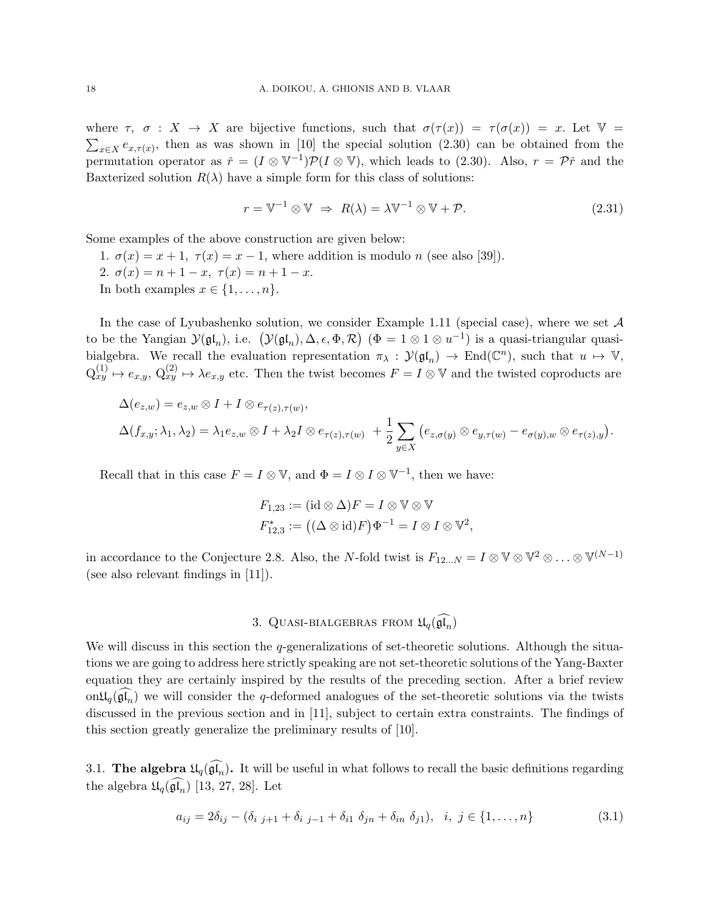where $\tau,\ \sigma : X \to X$ are bijective functions, such that $\sigma(\tau(x)) = \tau(\sigma(x)) = x$. Let $\mathbb{V} = \sum_{x\in X} e_{x,\tau(x)}$, then as was shown in [10] the special solution (2.30) can be obtained from the permutation operator as $\check{r} = (I \otimes \mathbb{V}^{-1})\mathcal{P}(I \otimes \mathbb{V})$, which leads to (2.30). Also, $r = \mathcal{P}\check{r}$ and the Baxterized solution $R(\lambda)$ have a simple form for this class of solutions:

$$r = \mathbb{V}^{-1} \otimes \mathbb{V} \ \Rightarrow \ R(\lambda) = \lambda \mathbb{V}^{-1} \otimes \mathbb{V} + \mathcal{P}. \tag{2.31}$$

Some examples of the above construction are given below:

1. $\sigma(x) = x + 1,\ \tau(x) = x - 1$, where addition is modulo $n$ (see also [39]).
2. $\sigma(x) = n + 1 - x,\ \tau(x) = n + 1 - x$.

In both examples $x \in \{1, \dots, n\}$.

In the case of Lyubashenko solution, we consider Example 1.11 (special case), where we set $\mathcal{A}$ to be the Yangian $\mathcal{Y}(\mathfrak{gl}_n)$, i.e. $\big(\mathcal{Y}(\mathfrak{gl}_n), \Delta, \epsilon, \Phi, \mathcal{R}\big)$ ($\Phi = 1 \otimes 1 \otimes u^{-1}$) is a quasi-triangular quasi-bialgebra. We recall the evaluation representation $\pi_\lambda : \mathcal{Y}(\mathfrak{gl}_n) \to \mathrm{End}(\mathbb{C}^n)$, such that $u \mapsto \mathbb{V}$, $\mathrm{Q}^{(1)}_{xy} \mapsto e_{x,y}$, $\mathrm{Q}^{(2)}_{xy} \mapsto \lambda e_{x,y}$ etc. Then the twist becomes $F = I \otimes \mathbb{V}$ and the twisted coproducts are

$$\begin{aligned}
&\Delta(e_{z,w}) = e_{z,w} \otimes I + I \otimes e_{\tau(z),\tau(w)}, \\
&\Delta(f_{x,y}; \lambda_1, \lambda_2) = \lambda_1 e_{z,w} \otimes I + \lambda_2 I \otimes e_{\tau(z),\tau(w)} \ + \frac{1}{2}\sum_{y\in X}\big(e_{z,\sigma(y)} \otimes e_{y,\tau(w)} - e_{\sigma(y),w} \otimes e_{\tau(z),y}\big).
\end{aligned}$$

Recall that in this case $F = I \otimes \mathbb{V}$, and $\Phi = I \otimes I \otimes \mathbb{V}^{-1}$, then we have:

$$\begin{aligned}
&F_{1,23} := (\mathrm{id} \otimes \Delta)F = I \otimes \mathbb{V} \otimes \mathbb{V} \\
&F^*_{12,3} := \big((\Delta \otimes \mathrm{id})F\big)\Phi^{-1} = I \otimes I \otimes \mathbb{V}^2,
\end{aligned}$$

in accordance to the Conjecture 2.8. Also, the $N$-fold twist is $F_{12\dots N} = I \otimes \mathbb{V} \otimes \mathbb{V}^2 \otimes \dots \otimes \mathbb{V}^{(N-1)}$ (see also relevant findings in [11]).

## 3. Quasi-bialgebras from $\mathfrak{U}_q(\widehat{\mathfrak{gl}_n})$

We will discuss in this section the $q$-generalizations of set-theoretic solutions. Although the situations we are going to address here strictly speaking are not set-theoretic solutions of the Yang-Baxter equation they are certainly inspired by the results of the preceding section. After a brief review on$\mathfrak{U}_q(\widehat{\mathfrak{gl}_n})$ we will consider the $q$-deformed analogues of the set-theoretic solutions via the twists discussed in the previous section and in [11], subject to certain extra constraints. The findings of this section greatly generalize the preliminary results of [10].

3.1. **The algebra $\mathfrak{U}_q(\widehat{\mathfrak{gl}_n})$.** It will be useful in what follows to recall the basic definitions regarding the algebra $\mathfrak{U}_q(\widehat{\mathfrak{gl}_n})$ [13, 27, 28]. Let

$$a_{ij} = 2\delta_{ij} - (\delta_{i\ j+1} + \delta_{i\ j-1} + \delta_{i1}\ \delta_{jn} + \delta_{in}\ \delta_{j1}), \quad i,\ j \in \{1, \dots, n\} \tag{3.1}$$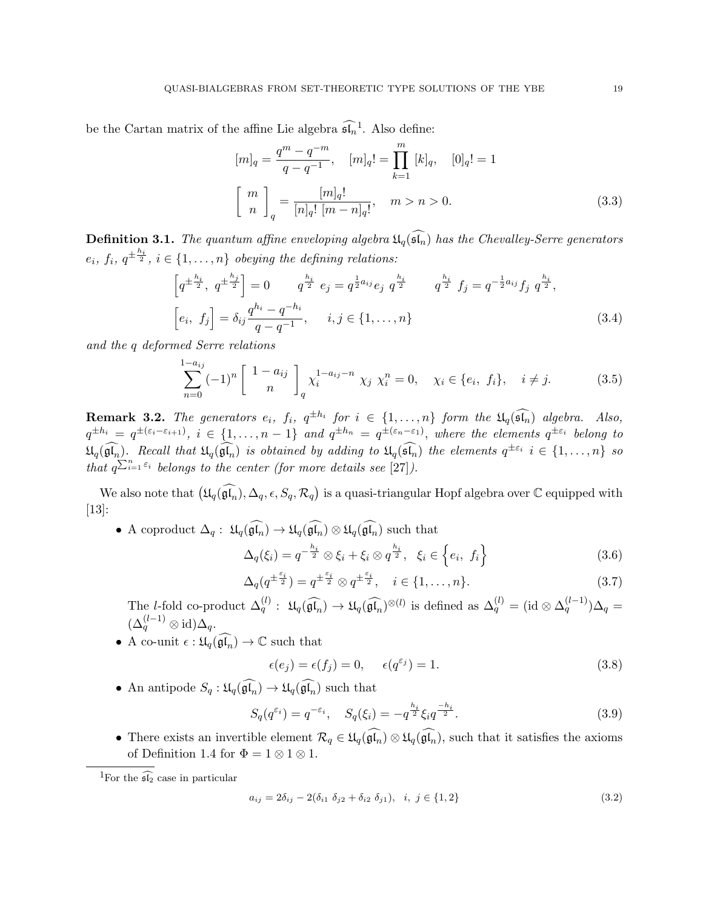be the Cartan matrix of the affine Lie algebra $\widehat{\mathfrak{sl}_n}$[1]. Also define:

$$
[m]_q = \frac{q^m - q^{-m}}{q - q^{-1}}, \quad [m]_q! = \prod_{k=1}^{m} [k]_q, \quad [0]_q! = 1
$$

$$
\left[ \begin{array}{c} m \\ n \end{array} \right]_q = \frac{[m]_q!}{[n]_q! \ [m-n]_q!}, \quad m > n > 0. \tag{3.3}
$$

**Definition 3.1.** *The quantum affine enveloping algebra $\mathfrak{U}_q(\widehat{\mathfrak{sl}_n})$ has the Chevalley-Serre generators $e_i$, $f_i$, $q^{\pm \frac{h_i}{2}}$, $i \in \{1, \ldots, n\}$ obeying the defining relations:*

$$
\Big[q^{\pm \frac{h_i}{2}}, \ q^{\pm \frac{h_j}{2}}\Big] = 0 \qquad q^{\frac{h_i}{2}} \ e_j = q^{\frac{1}{2} a_{ij}} e_j \ q^{\frac{h_i}{2}} \qquad q^{\frac{h_i}{2}} \ f_j = q^{-\frac{1}{2} a_{ij}} f_j \ q^{\frac{h_i}{2}},
$$

$$
\Big[e_i, \ f_j\Big] = \delta_{ij} \frac{q^{h_i} - q^{-h_i}}{q - q^{-1}}, \quad i, j \in \{1, \ldots, n\} \tag{3.4}
$$

*and the q deformed Serre relations*

$$
\sum_{n=0}^{1-a_{ij}} (-1)^n \left[ \begin{array}{c} 1 - a_{ij} \\ n \end{array} \right]_q \chi_i^{1-a_{ij}-n} \ \chi_j \ \chi_i^n = 0, \quad \chi_i \in \{e_i, \ f_i\}, \quad i \neq j. \tag{3.5}
$$

**Remark 3.2.** *The generators $e_i$, $f_i$, $q^{\pm h_i}$ for $i \in \{1, \ldots, n\}$ form the $\mathfrak{U}_q(\widehat{\mathfrak{sl}_n})$ algebra. Also, $q^{\pm h_i} = q^{\pm(\varepsilon_i - \varepsilon_{i+1})}$, $i \in \{1, \ldots, n-1\}$ and $q^{\pm h_n} = q^{\pm(\varepsilon_n - \varepsilon_1)}$, where the elements $q^{\pm \varepsilon_i}$ belong to $\mathfrak{U}_q(\widehat{\mathfrak{gl}_n})$. Recall that $\mathfrak{U}_q(\widehat{\mathfrak{gl}_n})$ is obtained by adding to $\mathfrak{U}_q(\widehat{\mathfrak{sl}_n})$ the elements $q^{\pm \varepsilon_i}$ $i \in \{1, \ldots, n\}$ so that $q^{\sum_{i=1}^n \varepsilon_i}$ belongs to the center (for more details see [27]).*

We also note that $\big(\mathfrak{U}_q(\widehat{\mathfrak{gl}_n}), \Delta_q, \epsilon, S_q, \mathcal{R}_q\big)$ is a quasi-triangular Hopf algebra over $\mathbb{C}$ equipped with [13]:

- A coproduct $\Delta_q : \ \mathfrak{U}_q(\widehat{\mathfrak{gl}_n}) \to \mathfrak{U}_q(\widehat{\mathfrak{gl}_n}) \otimes \mathfrak{U}_q(\widehat{\mathfrak{gl}_n})$ such that

$$
\Delta_q(\xi_i) = q^{-\frac{h_i}{2}} \otimes \xi_i + \xi_i \otimes q^{\frac{h_i}{2}}, \quad \xi_i \in \Big\{e_i, \ f_i\Big\} \tag{3.6}
$$

$$
\Delta_q(q^{\pm \frac{\varepsilon_i}{2}}) = q^{\pm \frac{\varepsilon_i}{2}} \otimes q^{\pm \frac{\varepsilon_i}{2}}, \quad i \in \{1, \ldots, n\}. \tag{3.7}
$$

  The $l$-fold co-product $\Delta_q^{(l)} : \ \mathfrak{U}_q(\widehat{\mathfrak{gl}_n}) \to \mathfrak{U}_q(\widehat{\mathfrak{gl}_n})^{\otimes(l)}$ is defined as $\Delta_q^{(l)} = (\mathrm{id} \otimes \Delta_q^{(l-1)})\Delta_q = (\Delta_q^{(l-1)} \otimes \mathrm{id})\Delta_q$.

- A co-unit $\epsilon : \mathfrak{U}_q(\widehat{\mathfrak{gl}_n}) \to \mathbb{C}$ such that

$$
\epsilon(e_j) = \epsilon(f_j) = 0, \quad \epsilon(q^{\varepsilon_j}) = 1. \tag{3.8}
$$

- An antipode $S_q : \mathfrak{U}_q(\widehat{\mathfrak{gl}_n}) \to \mathfrak{U}_q(\widehat{\mathfrak{gl}_n})$ such that

$$
S_q(q^{\varepsilon_i}) = q^{-\varepsilon_i}, \quad S_q(\xi_i) = -q^{\frac{h_i}{2}} \xi_i q^{\frac{-h_i}{2}}. \tag{3.9}
$$

- There exists an invertible element $\mathcal{R}_q \in \mathfrak{U}_q(\widehat{\mathfrak{gl}_n}) \otimes \mathfrak{U}_q(\widehat{\mathfrak{gl}_n})$, such that it satisfies the axioms of Definition 1.4 for $\Phi = 1 \otimes 1 \otimes 1$.

---

[1] For the $\widehat{\mathfrak{sl}_2}$ case in particular

$$
a_{ij} = 2\delta_{ij} - 2(\delta_{i1} \ \delta_{j2} + \delta_{i2} \ \delta_{j1}), \quad i, \ j \in \{1, 2\} \tag{3.2}
$$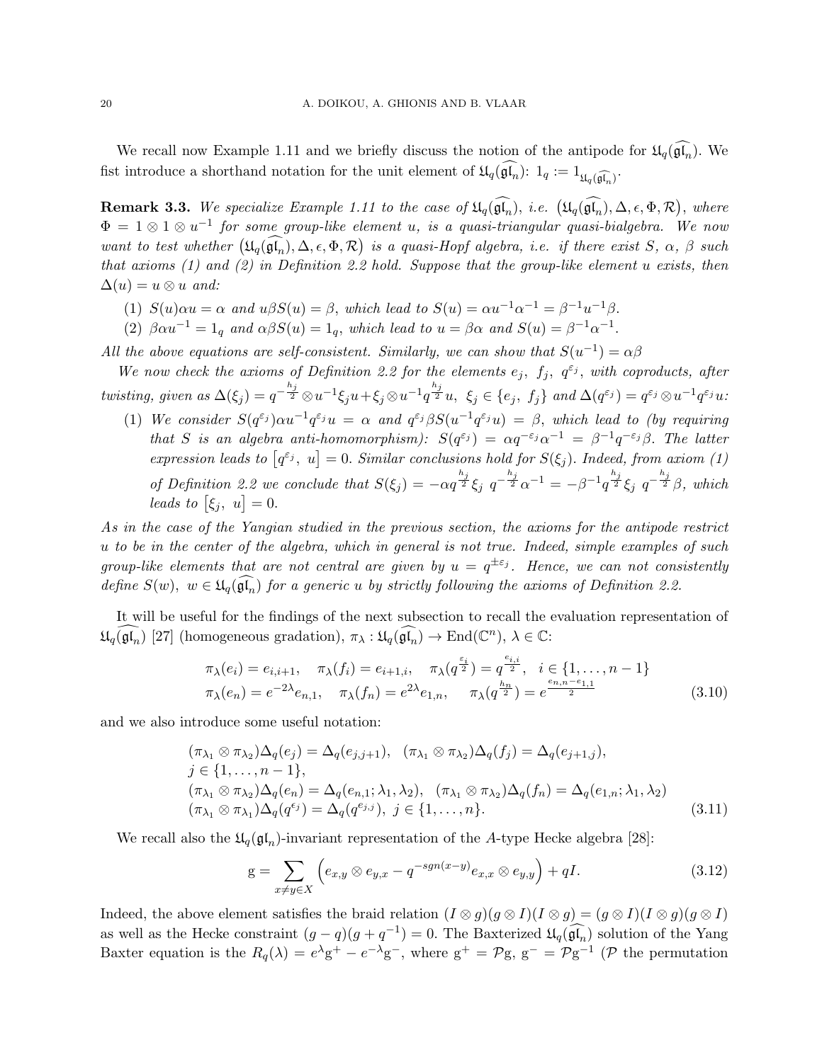We recall now Example 1.11 and we briefly discuss the notion of the antipode for $\mathfrak{U}_q(\widehat{\mathfrak{gl}_n})$. We fist introduce a shorthand notation for the unit element of $\mathfrak{U}_q(\widehat{\mathfrak{gl}_n})$: $1_q := 1_{\mathfrak{U}_q(\widehat{\mathfrak{gl}_n})}$.

**Remark 3.3.** *We specialize Example 1.11 to the case of* $\mathfrak{U}_q(\widehat{\mathfrak{gl}_n})$*, i.e.* $\big(\mathfrak{U}_q(\widehat{\mathfrak{gl}_n}), \Delta, \epsilon, \Phi, \mathcal{R}\big)$*, where* $\Phi = 1 \otimes 1 \otimes u^{-1}$ *for some group-like element* $u$*, is a quasi-triangular quasi-bialgebra. We now want to test whether* $\big(\mathfrak{U}_q(\widehat{\mathfrak{gl}_n}), \Delta, \epsilon, \Phi, \mathcal{R}\big)$ *is a quasi-Hopf algebra, i.e. if there exist* $S$*,* $\alpha$*,* $\beta$ *such that axioms (1) and (2) in Definition 2.2 hold. Suppose that the group-like element* $u$ *exists, then* $\Delta(u) = u \otimes u$ *and:*

1. $S(u)\alpha u = \alpha$ *and* $u\beta S(u) = \beta$*, which lead to* $S(u) = \alpha u^{-1}\alpha^{-1} = \beta^{-1}u^{-1}\beta$*.*
2. $\beta\alpha u^{-1} = 1_q$ *and* $\alpha\beta S(u) = 1_q$*, which lead to* $u = \beta\alpha$ *and* $S(u) = \beta^{-1}\alpha^{-1}$*.*

*All the above equations are self-consistent. Similarly, we can show that* $S(u^{-1}) = \alpha\beta$

*We now check the axioms of Definition 2.2 for the elements* $e_j$*,* $f_j$*,* $q^{\varepsilon_j}$*, with coproducts, after twisting, given as* $\Delta(\xi_j) = q^{-\frac{h_j}{2}} \otimes u^{-1}\xi_j u + \xi_j \otimes u^{-1} q^{\frac{h_j}{2}} u$*,* $\xi_j \in \{e_j,\ f_j\}$ *and* $\Delta(q^{\varepsilon_j}) = q^{\varepsilon_j} \otimes u^{-1} q^{\varepsilon_j} u$*:*

1. *We consider* $S(q^{\varepsilon_j})\alpha u^{-1} q^{\varepsilon_j} u = \alpha$ *and* $q^{\varepsilon_j}\beta S(u^{-1} q^{\varepsilon_j} u) = \beta$*, which lead to (by requiring that* $S$ *is an algebra anti-homomorphism):* $S(q^{\varepsilon_j}) = \alpha q^{-\varepsilon_j}\alpha^{-1} = \beta^{-1} q^{-\varepsilon_j}\beta$*. The latter expression leads to* $\big[q^{\varepsilon_j},\ u\big] = 0$*. Similar conclusions hold for* $S(\xi_j)$*. Indeed, from axiom (1) of Definition 2.2 we conclude that* $S(\xi_j) = -\alpha q^{\frac{h_j}{2}} \xi_j\ q^{-\frac{h_j}{2}} \alpha^{-1} = -\beta^{-1} q^{\frac{h_j}{2}} \xi_j\ q^{-\frac{h_j}{2}} \beta$*, which leads to* $\big[\xi_j,\ u\big] = 0$*.*

*As in the case of the Yangian studied in the previous section, the axioms for the antipode restrict* $u$ *to be in the center of the algebra, which in general is not true. Indeed, simple examples of such group-like elements that are not central are given by* $u = q^{\pm\varepsilon_j}$*. Hence, we can not consistently define* $S(w)$*,* $w \in \mathfrak{U}_q(\widehat{\mathfrak{gl}_n})$ *for a generic* $u$ *by strictly following the axioms of Definition 2.2.*

It will be useful for the findings of the next subsection to recall the evaluation representation of $\mathfrak{U}_q(\widehat{\mathfrak{gl}_n})$ [27] (homogeneous gradation), $\pi_\lambda : \mathfrak{U}_q(\widehat{\mathfrak{gl}_n}) \to \mathrm{End}(\mathbb{C}^n)$, $\lambda \in \mathbb{C}$:

$$\begin{aligned}
&\pi_\lambda(e_i) = e_{i,i+1}, \quad \pi_\lambda(f_i) = e_{i+1,i}, \quad \pi_\lambda(q^{\frac{\varepsilon_i}{2}}) = q^{\frac{e_{i,i}}{2}}, \quad i \in \{1, \dots, n-1\} \\
&\pi_\lambda(e_n) = e^{-2\lambda} e_{n,1}, \quad \pi_\lambda(f_n) = e^{2\lambda} e_{1,n}, \quad \pi_\lambda(q^{\frac{h_n}{2}}) = e^{\frac{e_{n,n} - e_{1,1}}{2}}
\end{aligned} \tag{3.10}$$

and we also introduce some useful notation:

$$\begin{aligned}
&(\pi_{\lambda_1} \otimes \pi_{\lambda_2})\Delta_q(e_j) = \Delta_q(e_{j,j+1}), \quad (\pi_{\lambda_1} \otimes \pi_{\lambda_2})\Delta_q(f_j) = \Delta_q(e_{j+1,j}), \\
&j \in \{1, \dots, n-1\}, \\
&(\pi_{\lambda_1} \otimes \pi_{\lambda_2})\Delta_q(e_n) = \Delta_q(e_{n,1}; \lambda_1, \lambda_2), \quad (\pi_{\lambda_1} \otimes \pi_{\lambda_2})\Delta_q(f_n) = \Delta_q(e_{1,n}; \lambda_1, \lambda_2) \\
&(\pi_{\lambda_1} \otimes \pi_{\lambda_1})\Delta_q(q^{\epsilon_j}) = \Delta_q(q^{e_{j,j}}), \ j \in \{1, \dots, n\}.
\end{aligned} \tag{3.11}$$

We recall also the $\mathfrak{U}_q(\mathfrak{gl}_n)$-invariant representation of the $A$-type Hecke algebra [28]:

$$\mathrm{g} = \sum_{x \neq y \in X} \Big( e_{x,y} \otimes e_{y,x} - q^{-sgn(x-y)} e_{x,x} \otimes e_{y,y} \Big) + qI. \tag{3.12}$$

Indeed, the above element satisfies the braid relation $(I \otimes g)(g \otimes I)(I \otimes g) = (g \otimes I)(I \otimes g)(g \otimes I)$ as well as the Hecke constraint $(g - q)(g + q^{-1}) = 0$. The Baxterized $\mathfrak{U}_q(\widehat{\mathfrak{gl}_n})$ solution of the Yang Baxter equation is the $R_q(\lambda) = e^\lambda \mathrm{g}^+ - e^{-\lambda}\mathrm{g}^-$, where $\mathrm{g}^+ = \mathcal{P}\mathrm{g}$, $\mathrm{g}^- = \mathcal{P}\mathrm{g}^{-1}$ ($\mathcal{P}$ the permutation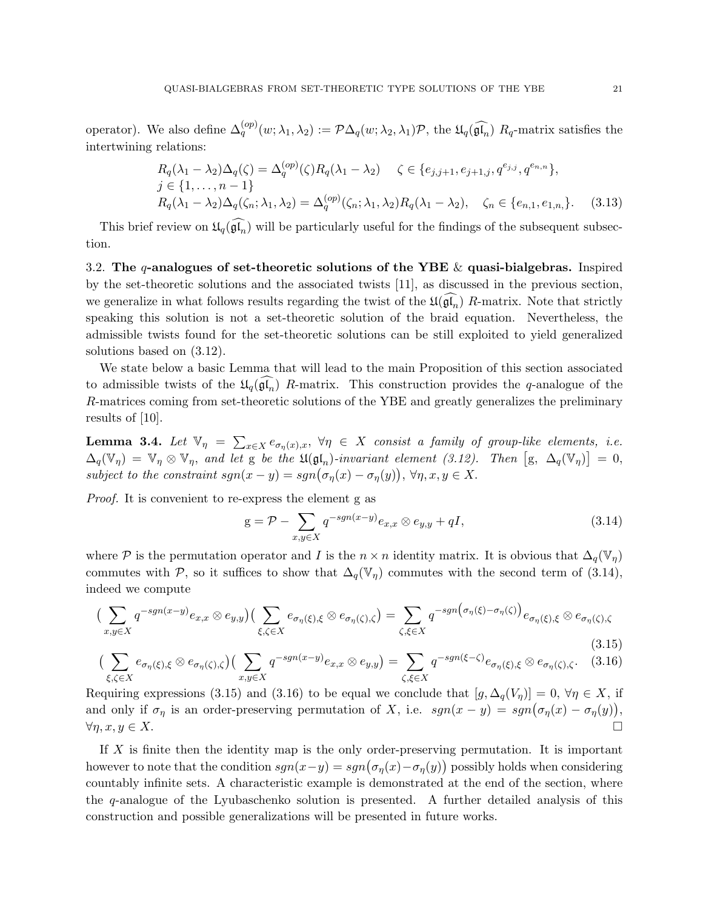operator). We also define $\Delta_q^{(op)}(w;\lambda_1,\lambda_2) := \mathcal{P}\Delta_q(w;\lambda_2,\lambda_1)\mathcal{P}$, the $\mathfrak{U}_q(\widehat{\mathfrak{gl}_n})$ $R_q$-matrix satisfies the intertwining relations:

$$
\begin{aligned}
&R_q(\lambda_1-\lambda_2)\Delta_q(\zeta) = \Delta_q^{(op)}(\zeta)R_q(\lambda_1-\lambda_2) \quad \zeta \in \{e_{j,j+1}, e_{j+1,j}, q^{e_{j,j}}, q^{e_{n,n}}\},\\
&j \in \{1,\dots,n-1\}\\
&R_q(\lambda_1-\lambda_2)\Delta_q(\zeta_n;\lambda_1,\lambda_2) = \Delta_q^{(op)}(\zeta_n;\lambda_1,\lambda_2)R_q(\lambda_1-\lambda_2), \quad \zeta_n \in \{e_{n,1}, e_{1,n},\}. \qquad (3.13)
\end{aligned}
$$

This brief review on $\mathfrak{U}_q(\widehat{\mathfrak{gl}_n})$ will be particularly useful for the findings of the subsequent subsection.

### 3.2. The $q$-analogues of set-theoretic solutions of the YBE & quasi-bialgebras.

Inspired by the set-theoretic solutions and the associated twists [11], as discussed in the previous section, we generalize in what follows results regarding the twist of the $\mathfrak{U}(\widehat{\mathfrak{gl}_n})$ $R$-matrix. Note that strictly speaking this solution is not a set-theoretic solution of the braid equation. Nevertheless, the admissible twists found for the set-theoretic solutions can be still exploited to yield generalized solutions based on (3.12).

We state below a basic Lemma that will lead to the main Proposition of this section associated to admissible twists of the $\mathfrak{U}_q(\widehat{\mathfrak{gl}_n})$ $R$-matrix. This construction provides the $q$-analogue of the $R$-matrices coming from set-theoretic solutions of the YBE and greatly generalizes the preliminary results of [10].

**Lemma 3.4.** *Let $\mathbb{V}_\eta = \sum_{x\in X} e_{\sigma_\eta(x),x}$, $\forall \eta \in X$ consist a family of group-like elements, i.e. $\Delta_q(\mathbb{V}_\eta) = \mathbb{V}_\eta \otimes \mathbb{V}_\eta$, and let* g *be the $\mathfrak{U}(\mathfrak{gl}_n)$-invariant element (3.12). Then $\big[\mathrm{g},\ \Delta_q(\mathbb{V}_\eta)\big] = 0$, subject to the constraint $sgn(x-y) = sgn\big(\sigma_\eta(x)-\sigma_\eta(y)\big)$, $\forall \eta, x, y \in X$.*

*Proof.* It is convenient to re-express the element g as

$$
\mathrm{g} = \mathcal{P} - \sum_{x,y\in X} q^{-sgn(x-y)} e_{x,x}\otimes e_{y,y} + qI, \qquad (3.14)
$$

where $\mathcal{P}$ is the permutation operator and $I$ is the $n\times n$ identity matrix. It is obvious that $\Delta_q(\mathbb{V}_\eta)$ commutes with $\mathcal{P}$, so it suffices to show that $\Delta_q(\mathbb{V}_\eta)$ commutes with the second term of (3.14), indeed we compute

$$
\Big(\sum_{x,y\in X} q^{-sgn(x-y)} e_{x,x}\otimes e_{y,y}\Big)\Big(\sum_{\xi,\zeta\in X} e_{\sigma_\eta(\xi),\xi}\otimes e_{\sigma_\eta(\zeta),\zeta}\Big) = \sum_{\zeta,\xi\in X} q^{-sgn\left(\sigma_\eta(\xi)-\sigma_\eta(\zeta)\right)} e_{\sigma_\eta(\xi),\xi}\otimes e_{\sigma_\eta(\zeta),\zeta} \qquad (3.15)
$$

$$
\Big(\sum_{\xi,\zeta\in X} e_{\sigma_\eta(\xi),\xi}\otimes e_{\sigma_\eta(\zeta),\zeta}\Big)\Big(\sum_{x,y\in X} q^{-sgn(x-y)} e_{x,x}\otimes e_{y,y}\Big) = \sum_{\zeta,\xi\in X} q^{-sgn(\xi-\zeta)} e_{\sigma_\eta(\xi),\xi}\otimes e_{\sigma_\eta(\zeta),\zeta}. \qquad (3.16)
$$

Requiring expressions (3.15) and (3.16) to be equal we conclude that $[g,\Delta_q(V_\eta)] = 0$, $\forall \eta \in X$, if and only if $\sigma_\eta$ is an order-preserving permutation of $X$, i.e. $sgn(x-y) = sgn\big(\sigma_\eta(x)-\sigma_\eta(y)\big)$, $\forall \eta, x, y \in X$. $\square$

If $X$ is finite then the identity map is the only order-preserving permutation. It is important however to note that the condition $sgn(x-y) = sgn\big(\sigma_\eta(x)-\sigma_\eta(y)\big)$ possibly holds when considering countably infinite sets. A characteristic example is demonstrated at the end of the section, where the $q$-analogue of the Lyubaschenko solution is presented. A further detailed analysis of this construction and possible generalizations will be presented in future works.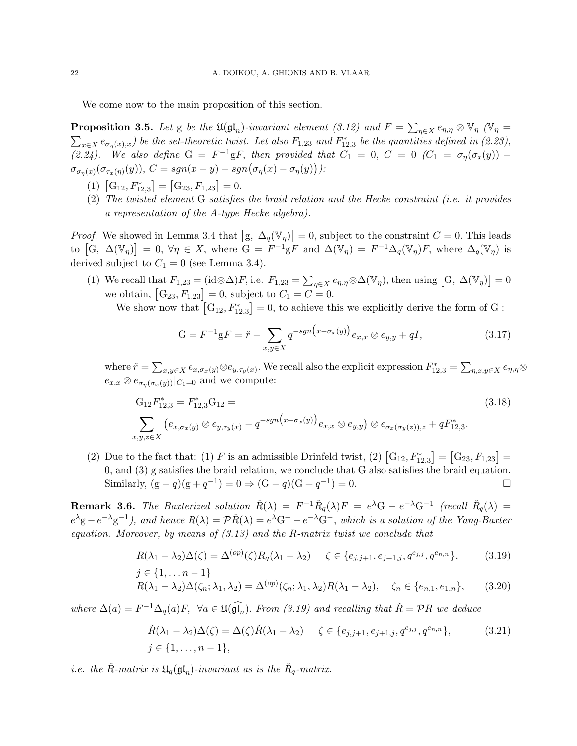We come now to the main proposition of this section.

**Proposition 3.5.** *Let* $\mathrm{g}$ *be the* $\mathfrak{U}(\mathfrak{gl}_n)$*-invariant element (3.12) and* $F = \sum_{\eta \in X} e_{\eta,\eta} \otimes \mathbb{V}_\eta$ *(*$\mathbb{V}_\eta = \sum_{x\in X} e_{\sigma_\eta(x),x}$*) be the set-theoretic twist. Let also* $F_{1,23}$ *and* $F^*_{12,3}$ *be the quantities defined in (2.23), (2.24). We also define* $\mathrm{G} = F^{-1}\mathrm{g}F$*, then provided that* $C_1 = 0$*,* $C = 0$ *(*$C_1 = \sigma_\eta(\sigma_x(y)) - \sigma_{\sigma_\eta(x)}(\sigma_{\tau_x(\eta)}(y))$*,* $C = sgn(x-y) - sgn\big(\sigma_\eta(x) - \sigma_\eta(y)\big)$*):*

1. $\big[\mathrm{G}_{12}, F^*_{12,3}\big] = \big[\mathrm{G}_{23}, F_{1,23}\big] = 0.$
2. *The twisted element* $\mathrm{G}$ *satisfies the braid relation and the Hecke constraint (i.e. it provides a representation of the A-type Hecke algebra).*

*Proof.* We showed in Lemma 3.4 that $\big[\mathrm{g},\ \Delta_q(\mathbb{V}_\eta)\big] = 0$, subject to the constraint $C = 0$. This leads to $\big[\mathrm{G},\ \Delta(\mathbb{V}_\eta)\big] = 0$, $\forall \eta \in X$, where $\mathrm{G} = F^{-1}\mathrm{g}F$ and $\Delta(\mathbb{V}_\eta) = F^{-1}\Delta_q(\mathbb{V}_\eta)F$, where $\Delta_q(\mathbb{V}_\eta)$ is derived subject to $C_1 = 0$ (see Lemma 3.4).

1. We recall that $F_{1,23} = (\mathrm{id}\otimes\Delta)F$, i.e. $F_{1,23} = \sum_{\eta\in X} e_{\eta,\eta}\otimes\Delta(\mathbb{V}_\eta)$, then using $\big[\mathrm{G},\ \Delta(\mathbb{V}_\eta)\big] = 0$ we obtain, $\big[\mathrm{G}_{23}, F_{1,23}\big] = 0$, subject to $C_1 = C = 0$.

   We show now that $\big[\mathrm{G}_{12}, F^*_{12,3}\big] = 0$, to achieve this we explicitly derive the form of $\mathrm{G}$ :
$$\mathrm{G} = F^{-1}\mathrm{g}F = \check{r} - \sum_{x,y\in X} q^{-sgn\big(x-\sigma_x(y)\big)} e_{x,x}\otimes e_{y,y} + qI, \tag{3.17}$$
   where $\check{r} = \sum_{x,y\in X} e_{x,\sigma_x(y)}\otimes e_{y,\tau_y(x)}$. We recall also the explicit expression $F^*_{12,3} = \sum_{\eta,x,y\in X} e_{\eta,\eta}\otimes e_{x,x}\otimes e_{\sigma_\eta(\sigma_x(y))}\big|_{C_1=0}$ and we compute:
$$\begin{aligned}&\mathrm{G}_{12}F^*_{12,3} = F^*_{12,3}\mathrm{G}_{12} = \\ &\sum_{x,y,z\in X}\big(e_{x,\sigma_x(y)}\otimes e_{y,\tau_y(x)} - q^{-sgn\big(x-\sigma_x(y)\big)}e_{x,x}\otimes e_{y,y}\big)\otimes e_{\sigma_x(\sigma_y(z)),z} + qF^*_{12,3}.\end{aligned} \tag{3.18}$$

2. Due to the fact that: (1) $F$ is an admissible Drinfeld twist, (2) $\big[\mathrm{G}_{12}, F^*_{12,3}\big] = \big[\mathrm{G}_{23}, F_{1,23}\big] = 0$, and (3) $\mathrm{g}$ satisfies the braid relation, we conclude that $\mathrm{G}$ also satisfies the braid equation. Similarly, $(\mathrm{g}-q)(\mathrm{g}+q^{-1}) = 0 \Rightarrow (\mathrm{G}-q)(\mathrm{G}+q^{-1}) = 0.$ $\square$

**Remark 3.6.** *The Baxterized solution* $\check{R}(\lambda) = F^{-1}\check{R}_q(\lambda)F = e^\lambda\mathrm{G} - e^{-\lambda}\mathrm{G}^{-1}$ *(recall* $\check{R}_q(\lambda) = e^\lambda\mathrm{g} - e^{-\lambda}\mathrm{g}^{-1}$*), and hence* $R(\lambda) = \mathcal{P}\check{R}(\lambda) = e^\lambda\mathrm{G}^+ - e^{-\lambda}\mathrm{G}^-$*, which is a solution of the Yang-Baxter equation. Moreover, by means of (3.13) and the R-matrix twist we conclude that*
$$R(\lambda_1-\lambda_2)\Delta(\zeta) = \Delta^{(op)}(\zeta)R_q(\lambda_1-\lambda_2) \quad\ \zeta\in\{e_{j,j+1}, e_{j+1,j}, q^{e_{j,j}}, q^{e_{n,n}}\}, \tag{3.19}$$
$$j\in\{1,\dots n-1\}$$
$$R(\lambda_1-\lambda_2)\Delta(\zeta_n;\lambda_1,\lambda_2) = \Delta^{(op)}(\zeta_n;\lambda_1,\lambda_2)R(\lambda_1-\lambda_2), \quad \zeta_n\in\{e_{n,1}, e_{1,n}\}, \tag{3.20}$$
*where* $\Delta(a) = F^{-1}\Delta_q(a)F,\ \forall a\in\mathfrak{U}(\widehat{\mathfrak{gl}_n})$*. From (3.19) and recalling that* $\check{R} = \mathcal{P}R$ *we deduce*
$$\check{R}(\lambda_1-\lambda_2)\Delta(\zeta) = \Delta(\zeta)\check{R}(\lambda_1-\lambda_2) \quad\ \zeta\in\{e_{j,j+1}, e_{j+1,j}, q^{e_{j,j}}, q^{e_{n,n}}\}, \tag{3.21}$$
$$j\in\{1,\dots,n-1\},$$
*i.e. the* $\check{R}$*-matrix is* $\mathfrak{U}_q(\mathfrak{gl}_n)$*-invariant as is the* $\check{R}_q$*-matrix.*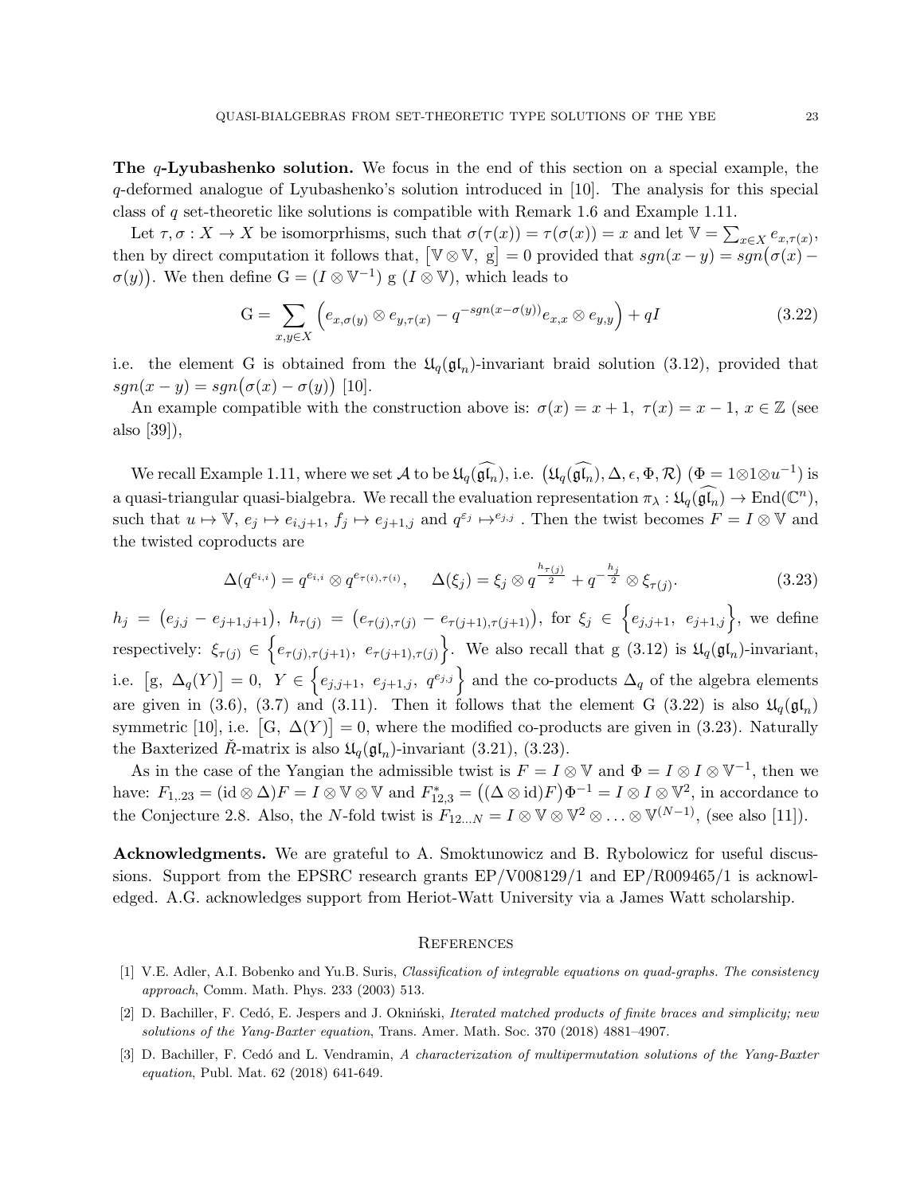**The $q$-Lyubashenko solution.** We focus in the end of this section on a special example, the $q$-deformed analogue of Lyubashenko's solution introduced in [10]. The analysis for this special class of $q$ set-theoretic like solutions is compatible with Remark 1.6 and Example 1.11.

Let $\tau, \sigma : X \to X$ be isomorprhisms, such that $\sigma(\tau(x)) = \tau(\sigma(x)) = x$ and let $\mathbb{V} = \sum_{x\in X} e_{x,\tau(x)}$, then by direct computation it follows that, $\big[\mathbb{V}\otimes\mathbb{V},\ \mathrm{g}\big] = 0$ provided that $sgn(x-y) = sgn\big(\sigma(x) - \sigma(y)\big)$. We then define $\mathrm{G} = (I \otimes \mathbb{V}^{-1})\ \mathrm{g}\ (I\otimes\mathbb{V})$, which leads to

$$\mathrm{G} = \sum_{x,y\in X}\Big(e_{x,\sigma(y)}\otimes e_{y,\tau(x)} - q^{-sgn(x-\sigma(y))}e_{x,x}\otimes e_{y,y}\Big) + qI \tag{3.22}$$

i.e. the element G is obtained from the $\mathfrak{U}_q(\mathfrak{gl}_n)$-invariant braid solution (3.12), provided that $sgn(x-y) = sgn\big(\sigma(x)-\sigma(y)\big)$ [10].

An example compatible with the construction above is: $\sigma(x) = x+1,\ \tau(x) = x-1,\ x\in\mathbb{Z}$ (see also [39]),

We recall Example 1.11, where we set $\mathcal{A}$ to be $\mathfrak{U}_q(\widehat{\mathfrak{gl}_n})$, i.e. $\big(\mathfrak{U}_q(\widehat{\mathfrak{gl}_n}), \Delta, \epsilon, \Phi, \mathcal{R}\big)$ ($\Phi = 1\otimes1\otimes u^{-1}$) is a quasi-triangular quasi-bialgebra. We recall the evaluation representation $\pi_\lambda : \mathfrak{U}_q(\widehat{\mathfrak{gl}_n}) \to \mathrm{End}(\mathbb{C}^n)$, such that $u\mapsto\mathbb{V}$, $e_j\mapsto e_{i,j+1}$, $f_j\mapsto e_{j+1,j}$ and $q^{\varepsilon_j}\mapsto^{e_{j,j}}$. Then the twist becomes $F = I\otimes\mathbb{V}$ and the twisted coproducts are

$$\Delta(q^{e_{i,i}}) = q^{e_{i,i}}\otimes q^{e_{\tau(i),\tau(i)}},\qquad \Delta(\xi_j) = \xi_j\otimes q^{\frac{h_{\tau(j)}}{2}} + q^{-\frac{h_j}{2}}\otimes\xi_{\tau(j)}. \tag{3.23}$$

$h_j = \big(e_{j,j} - e_{j+1,j+1}\big)$, $h_{\tau(j)} = \big(e_{\tau(j),\tau(j)} - e_{\tau(j+1),\tau(j+1)}\big)$, for $\xi_j \in \Big\{e_{j,j+1},\ e_{j+1,j}\Big\}$, we define respectively: $\xi_{\tau(j)} \in \Big\{e_{\tau(j),\tau(j+1)},\ e_{\tau(j+1),\tau(j)}\Big\}$. We also recall that g (3.12) is $\mathfrak{U}_q(\mathfrak{gl}_n)$-invariant, i.e. $\big[\mathrm{g},\ \Delta_q(Y)\big] = 0,\ \ Y\in\Big\{e_{j,j+1},\ e_{j+1,j},\ q^{e_{j,j}}\Big\}$ and the co-products $\Delta_q$ of the algebra elements are given in (3.6), (3.7) and (3.11). Then it follows that the element G (3.22) is also $\mathfrak{U}_q(\mathfrak{gl}_n)$ symmetric [10], i.e. $\big[\mathrm{G},\ \Delta(Y)\big] = 0$, where the modified co-products are given in (3.23). Naturally the Baxterized $\check{R}$-matrix is also $\mathfrak{U}_q(\mathfrak{gl}_n)$-invariant (3.21), (3.23).

As in the case of the Yangian the admissible twist is $F = I\otimes\mathbb{V}$ and $\Phi = I\otimes I\otimes\mathbb{V}^{-1}$, then we have: $F_{1,,23} = (\mathrm{id}\otimes\Delta)F = I\otimes\mathbb{V}\otimes\mathbb{V}$ and $F^*_{12,3} = \big((\Delta\otimes\mathrm{id})F\big)\Phi^{-1} = I\otimes I\otimes\mathbb{V}^2$, in accordance to the Conjecture 2.8. Also, the $N$-fold twist is $F_{12\ldots N} = I\otimes\mathbb{V}\otimes\mathbb{V}^2\otimes\ldots\otimes\mathbb{V}^{(N-1)}$, (see also [11]).

**Acknowledgments.** We are grateful to A. Smoktunowicz and B. Rybolowicz for useful discussions. Support from the EPSRC research grants EP/V008129/1 and EP/R009465/1 is acknowledged. A.G. acknowledges support from Heriot-Watt University via a James Watt scholarship.

## References

[1] V.E. Adler, A.I. Bobenko and Yu.B. Suris, *Classification of integrable equations on quad-graphs. The consistency approach*, Comm. Math. Phys. 233 (2003) 513.

[2] D. Bachiller, F. Cedó, E. Jespers and J. Okniński, *Iterated matched products of finite braces and simplicity; new solutions of the Yang-Baxter equation*, Trans. Amer. Math. Soc. 370 (2018) 4881–4907.

[3] D. Bachiller, F. Cedó and L. Vendramin, *A characterization of multipermutation solutions of the Yang-Baxter equation*, Publ. Mat. 62 (2018) 641-649.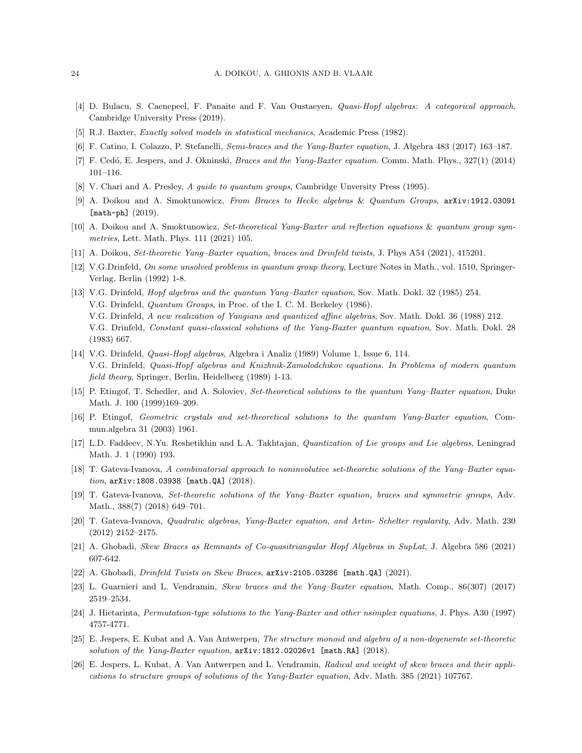- [4] D. Bulacu, S. Caenepeel, F. Panaite and F. Van Oustaeyen, *Quasi-Hopf algebras: A categorical approach*, Cambridge University Press (2019).
- [5] R.J. Baxter, *Exactly solved models in statistical mechanics*, Academic Press (1982).
- [6] F. Catino, I. Colazzo, P. Stefanelli, *Semi-braces and the Yang-Baxter equation*, J. Algebra 483 (2017) 163–187.
- [7] F. Cedó, E. Jespers, and J. Okninski, *Braces and the Yang-Baxter equation*. Comm. Math. Phys., 327(1) (2014) 101–116.
- [8] V. Chari and A. Presley, *A guide to quantum groups*, Cambridge Unversity Press (1995).
- [9] A. Doikou and A. Smoktunowicz, *From Braces to Hecke algebras & Quantum Groups*, arXiv:1912.03091 [math-ph] (2019).
- [10] A. Doikou and A. Smoktunowicz, *Set-theoretical Yang-Baxter and reflection equations & quantum group symmetries*, Lett. Math. Phys. 111 (2021) 105.
- [11] A. Doikou, *Set-theoretic Yang–Baxter equation, braces and Drinfeld twists*, J. Phys A54 (2021), 415201.
- [12] V.G.Drinfeld, *On some unsolved problems in quantum group theory*, Lecture Notes in Math., vol. 1510, Springer-Verlag, Berlin (1992) 1-8.
- [13] V.G. Drinfeld, *Hopf algebras and the quantum Yang–Baxter equation*, Sov. Math. Dokl. 32 (1985) 254.
  V.G. Drinfeld, *Quantum Groups*, in Proc. of the I. C. M. Berkeley (1986).
  V.G. Drinfeld, *A new realization of Yangians and quantized affine algebras*, Sov. Math. Dokl. 36 (1988) 212.
  V.G. Drinfeld, *Constant quasi-classical solutions of the Yang-Baxter quantum equation*, Sov. Math. Dokl. 28 (1983) 667.
- [14] V.G. Drinfeld, *Quasi-Hopf algebras*, Algebra i Analiz (1989) Volume 1, Issue 6, 114.
  V.G. Drinfeld, *Quasi-Hopf algebras and Knizhnik-Zamolodchikov equations. In Problems of modern quantum field theory*, Springer, Berlin, Heidelberg (1989) 1-13.
- [15] P. Etingof, T. Schedler, and A. Soloviev, *Set-theoretical solutions to the quantum Yang–Baxter equation*, Duke Math. J. 100 (1999)169–209.
- [16] P. Etingof, *Geometric crystals and set-theoretical solutions to the quantum Yang-Baxter equation*, Commun.algebra 31 (2003) 1961.
- [17] L.D. Faddeev, N.Yu. Reshetikhin and L.A. Takhtajan, *Quantization of Lie groups and Lie algebras*, Leningrad Math. J. 1 (1990) 193.
- [18] T. Gateva-Ivanova, *A combinatorial approach to noninvolutive set-theoretic solutions of the Yang–Baxter equation*, arXiv:1808.03938 [math.QA] (2018).
- [19] T. Gateva-Ivanova, *Set-theoretic solutions of the Yang–Baxter equation, braces and symmetric groups*, Adv. Math., 388(7) (2018) 649–701.
- [20] T. Gateva-Ivanova, *Quadratic algebras, Yang-Baxter equation, and Artin- Schelter regularity*, Adv. Math. 230 (2012) 2152–2175.
- [21] A. Ghobadi, *Skew Braces as Remnants of Co-quasitriangular Hopf Algebras in SupLat,* J. Algebra 586 (2021) 607-642.
- [22] A. Ghobadi, *Drinfeld Twists on Skew Braces*, arXiv:2105.03286 [math.QA] (2021).
- [23] L. Guarnieri and L. Vendramin, *Skew braces and the Yang–Baxter equation*, Math. Comp., 86(307) (2017) 2519–2534.
- [24] J. Hietarinta, *Permutation-type solutions to the Yang-Baxter and other nsimplex equations*, J. Phys. A30 (1997) 4757-4771.
- [25] E. Jespers, E. Kubat and A. Van Antwerpen, *The structure monoid and algebra of a non-degenerate set-theoretic solution of the Yang-Baxter equation*, arXiv:1812.02026v1 [math.RA] (2018).
- [26] E. Jespers, L. Kubat, A. Van Antwerpen and L. Vendramin, *Radical and weight of skew braces and their applications to structure groups of solutions of the Yang-Baxter equation*, Adv. Math. 385 (2021) 107767.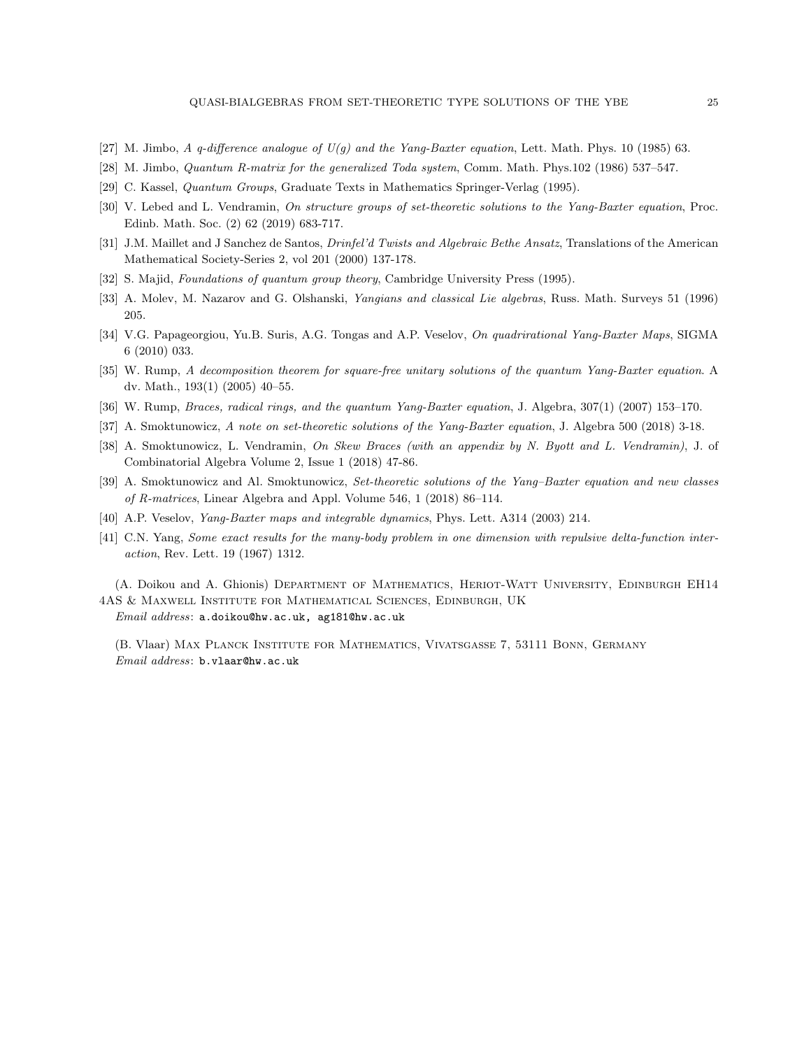[27] M. Jimbo, *A q-difference analogue of U(g) and the Yang-Baxter equation*, Lett. Math. Phys. 10 (1985) 63.

[28] M. Jimbo, *Quantum R-matrix for the generalized Toda system*, Comm. Math. Phys.102 (1986) 537–547.

[29] C. Kassel, *Quantum Groups*, Graduate Texts in Mathematics Springer-Verlag (1995).

[30] V. Lebed and L. Vendramin, *On structure groups of set-theoretic solutions to the Yang-Baxter equation*, Proc. Edinb. Math. Soc. (2) 62 (2019) 683-717.

[31] J.M. Maillet and J Sanchez de Santos, *Drinfel'd Twists and Algebraic Bethe Ansatz*, Translations of the American Mathematical Society-Series 2, vol 201 (2000) 137-178.

[32] S. Majid, *Foundations of quantum group theory*, Cambridge University Press (1995).

[33] A. Molev, M. Nazarov and G. Olshanski, *Yangians and classical Lie algebras*, Russ. Math. Surveys 51 (1996) 205.

[34] V.G. Papageorgiou, Yu.B. Suris, A.G. Tongas and A.P. Veselov, *On quadrirational Yang-Baxter Maps*, SIGMA 6 (2010) 033.

[35] W. Rump, *A decomposition theorem for square-free unitary solutions of the quantum Yang-Baxter equation*. A dv. Math., 193(1) (2005) 40–55.

[36] W. Rump, *Braces, radical rings, and the quantum Yang-Baxter equation*, J. Algebra, 307(1) (2007) 153–170.

[37] A. Smoktunowicz, *A note on set-theoretic solutions of the Yang-Baxter equation*, J. Algebra 500 (2018) 3-18.

[38] A. Smoktunowicz, L. Vendramin, *On Skew Braces (with an appendix by N. Byott and L. Vendramin)*, J. of Combinatorial Algebra Volume 2, Issue 1 (2018) 47-86.

[39] A. Smoktunowicz and Al. Smoktunowicz, *Set-theoretic solutions of the Yang–Baxter equation and new classes of R-matrices*, Linear Algebra and Appl. Volume 546, 1 (2018) 86–114.

[40] A.P. Veselov, *Yang-Baxter maps and integrable dynamics*, Phys. Lett. A314 (2003) 214.

[41] C.N. Yang, *Some exact results for the many-body problem in one dimension with repulsive delta-function interaction*, Rev. Lett. 19 (1967) 1312.

(A. Doikou and A. Ghionis) Department of Mathematics, Heriot-Watt University, Edinburgh EH14 4AS & Maxwell Institute for Mathematical Sciences, Edinburgh, UK
*Email address*: a.doikou@hw.ac.uk, ag181@hw.ac.uk

(B. Vlaar) Max Planck Institute for Mathematics, Vivatsgasse 7, 53111 Bonn, Germany
*Email address*: b.vlaar@hw.ac.uk